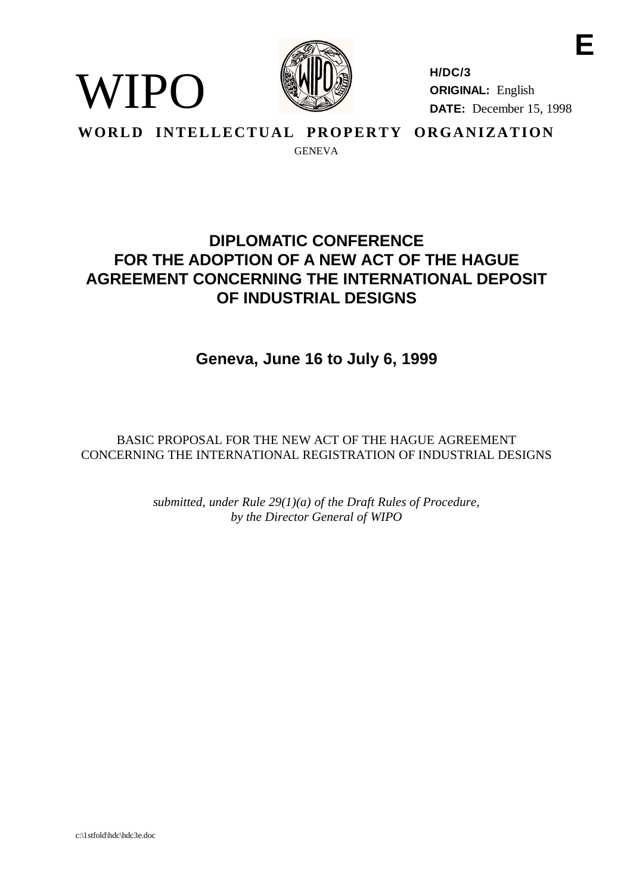E

WIPO

**H/DC/3**
**ORIGINAL:** English
**DATE:** December 15, 1998

**WORLD INTELLECTUAL PROPERTY ORGANIZATION**

GENEVA

# DIPLOMATIC CONFERENCE FOR THE ADOPTION OF A NEW ACT OF THE HAGUE AGREEMENT CONCERNING THE INTERNATIONAL DEPOSIT OF INDUSTRIAL DESIGNS

## Geneva, June 16 to July 6, 1999

BASIC PROPOSAL FOR THE NEW ACT OF THE HAGUE AGREEMENT CONCERNING THE INTERNATIONAL REGISTRATION OF INDUSTRIAL DESIGNS

*submitted, under Rule 29(1)(a) of the Draft Rules of Procedure, by the Director General of WIPO*

c:\1stfold\hdc\hdc3e.doc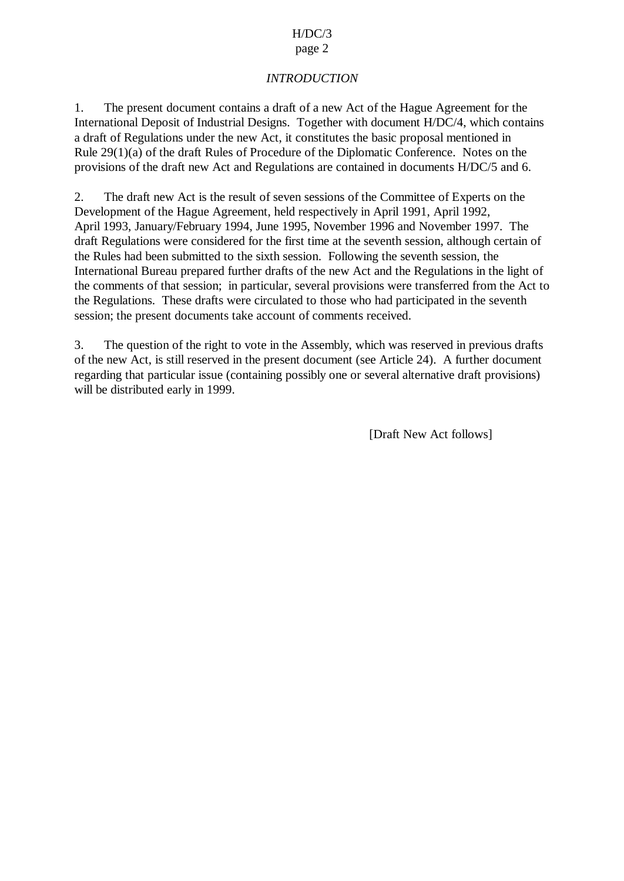*INTRODUCTION*

1. The present document contains a draft of a new Act of the Hague Agreement for the International Deposit of Industrial Designs. Together with document H/DC/4, which contains a draft of Regulations under the new Act, it constitutes the basic proposal mentioned in Rule 29(1)(a) of the draft Rules of Procedure of the Diplomatic Conference. Notes on the provisions of the draft new Act and Regulations are contained in documents H/DC/5 and 6.

2. The draft new Act is the result of seven sessions of the Committee of Experts on the Development of the Hague Agreement, held respectively in April 1991, April 1992, April 1993, January/February 1994, June 1995, November 1996 and November 1997. The draft Regulations were considered for the first time at the seventh session, although certain of the Rules had been submitted to the sixth session. Following the seventh session, the International Bureau prepared further drafts of the new Act and the Regulations in the light of the comments of that session; in particular, several provisions were transferred from the Act to the Regulations. These drafts were circulated to those who had participated in the seventh session; the present documents take account of comments received.

3. The question of the right to vote in the Assembly, which was reserved in previous drafts of the new Act, is still reserved in the present document (see Article 24). A further document regarding that particular issue (containing possibly one or several alternative draft provisions) will be distributed early in 1999.

[Draft New Act follows]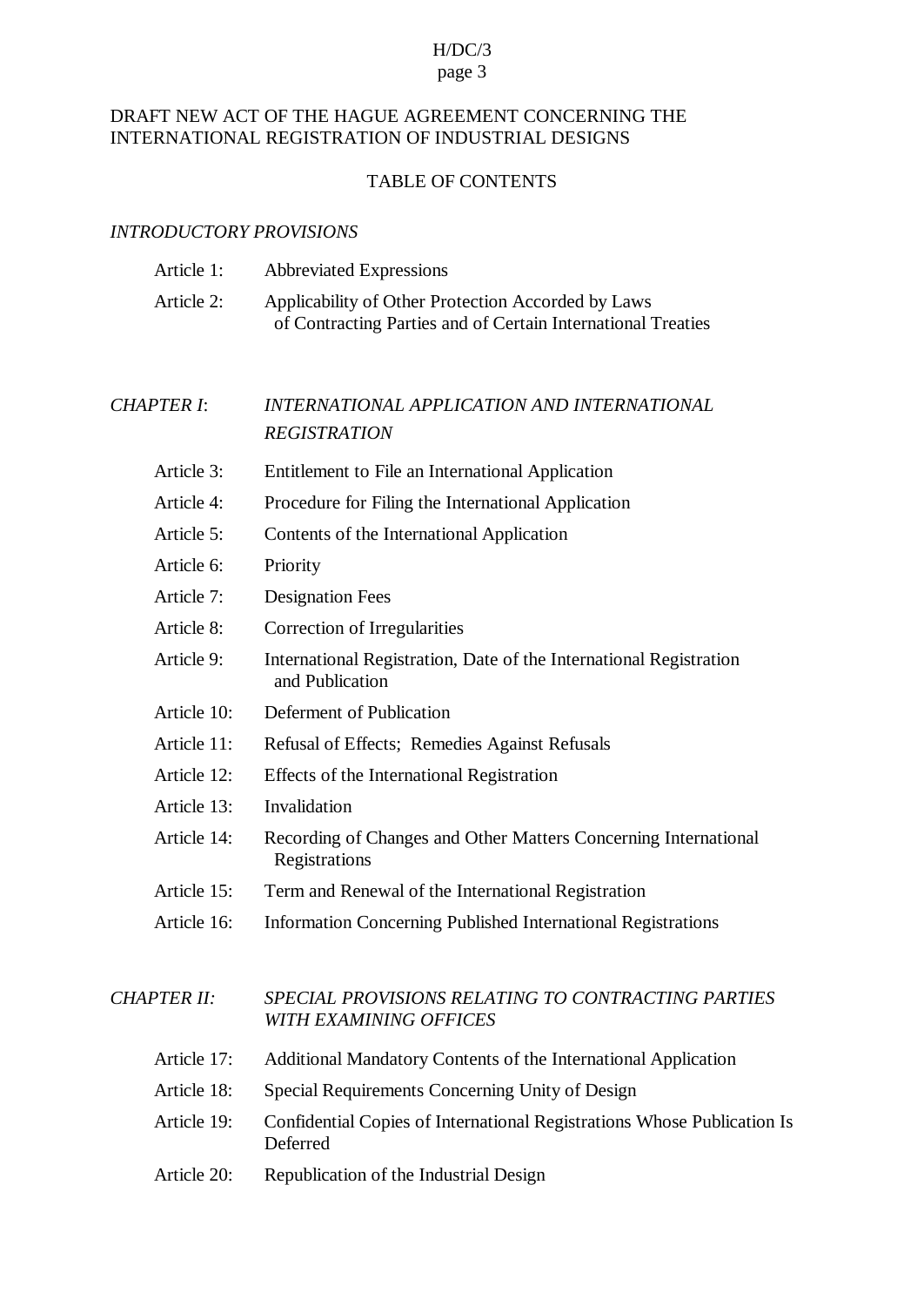DRAFT NEW ACT OF THE HAGUE AGREEMENT CONCERNING THE INTERNATIONAL REGISTRATION OF INDUSTRIAL DESIGNS

TABLE OF CONTENTS

*INTRODUCTORY PROVISIONS*

| | |
|---|---|
| Article 1: | Abbreviated Expressions |
| Article 2: | Applicability of Other Protection Accorded by Laws of Contracting Parties and of Certain International Treaties |

*CHAPTER I: INTERNATIONAL APPLICATION AND INTERNATIONAL REGISTRATION*

| | |
|---|---|
| Article 3: | Entitlement to File an International Application |
| Article 4: | Procedure for Filing the International Application |
| Article 5: | Contents of the International Application |
| Article 6: | Priority |
| Article 7: | Designation Fees |
| Article 8: | Correction of Irregularities |
| Article 9: | International Registration, Date of the International Registration and Publication |
| Article 10: | Deferment of Publication |
| Article 11: | Refusal of Effects; Remedies Against Refusals |
| Article 12: | Effects of the International Registration |
| Article 13: | Invalidation |
| Article 14: | Recording of Changes and Other Matters Concerning International Registrations |
| Article 15: | Term and Renewal of the International Registration |
| Article 16: | Information Concerning Published International Registrations |

*CHAPTER II: SPECIAL PROVISIONS RELATING TO CONTRACTING PARTIES WITH EXAMINING OFFICES*

| | |
|---|---|
| Article 17: | Additional Mandatory Contents of the International Application |
| Article 18: | Special Requirements Concerning Unity of Design |
| Article 19: | Confidential Copies of International Registrations Whose Publication Is Deferred |
| Article 20: | Republication of the Industrial Design |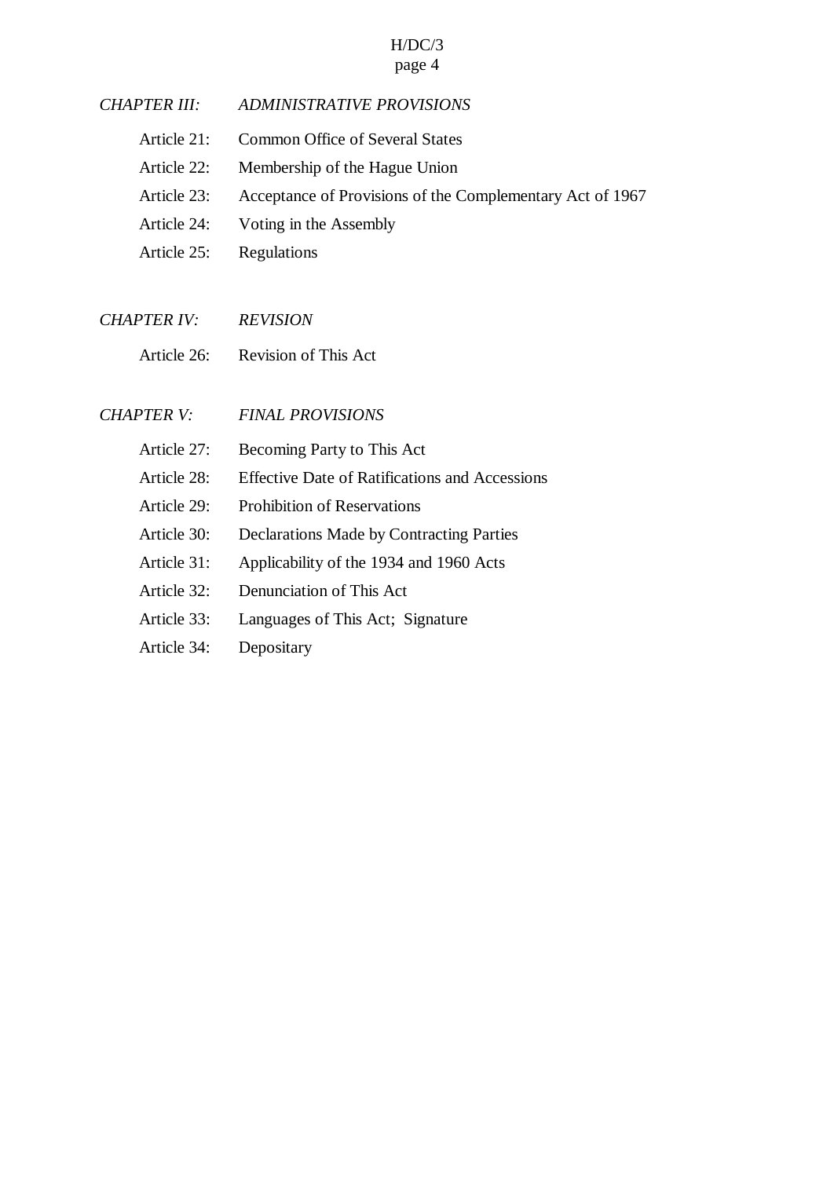*CHAPTER III: ADMINISTRATIVE PROVISIONS*

Article 21: Common Office of Several States

Article 22: Membership of the Hague Union

Article 23: Acceptance of Provisions of the Complementary Act of 1967

Article 24: Voting in the Assembly

Article 25: Regulations

*CHAPTER IV: REVISION*

Article 26: Revision of This Act

*CHAPTER V: FINAL PROVISIONS*

Article 27: Becoming Party to This Act

Article 28: Effective Date of Ratifications and Accessions

Article 29: Prohibition of Reservations

Article 30: Declarations Made by Contracting Parties

Article 31: Applicability of the 1934 and 1960 Acts

Article 32: Denunciation of This Act

Article 33: Languages of This Act; Signature

Article 34: Depositary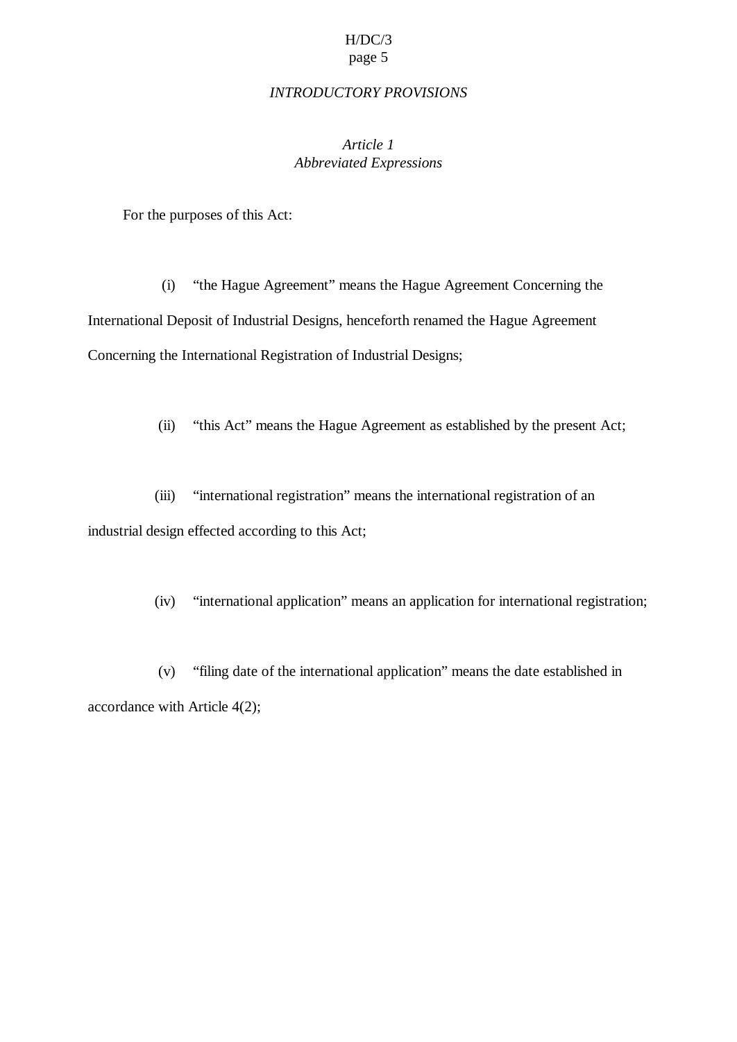*INTRODUCTORY PROVISIONS*

*Article 1*
*Abbreviated Expressions*

For the purposes of this Act:

(i) "the Hague Agreement" means the Hague Agreement Concerning the International Deposit of Industrial Designs, henceforth renamed the Hague Agreement Concerning the International Registration of Industrial Designs;

(ii) "this Act" means the Hague Agreement as established by the present Act;

(iii) "international registration" means the international registration of an industrial design effected according to this Act;

(iv) "international application" means an application for international registration;

(v) "filing date of the international application" means the date established in accordance with Article 4(2);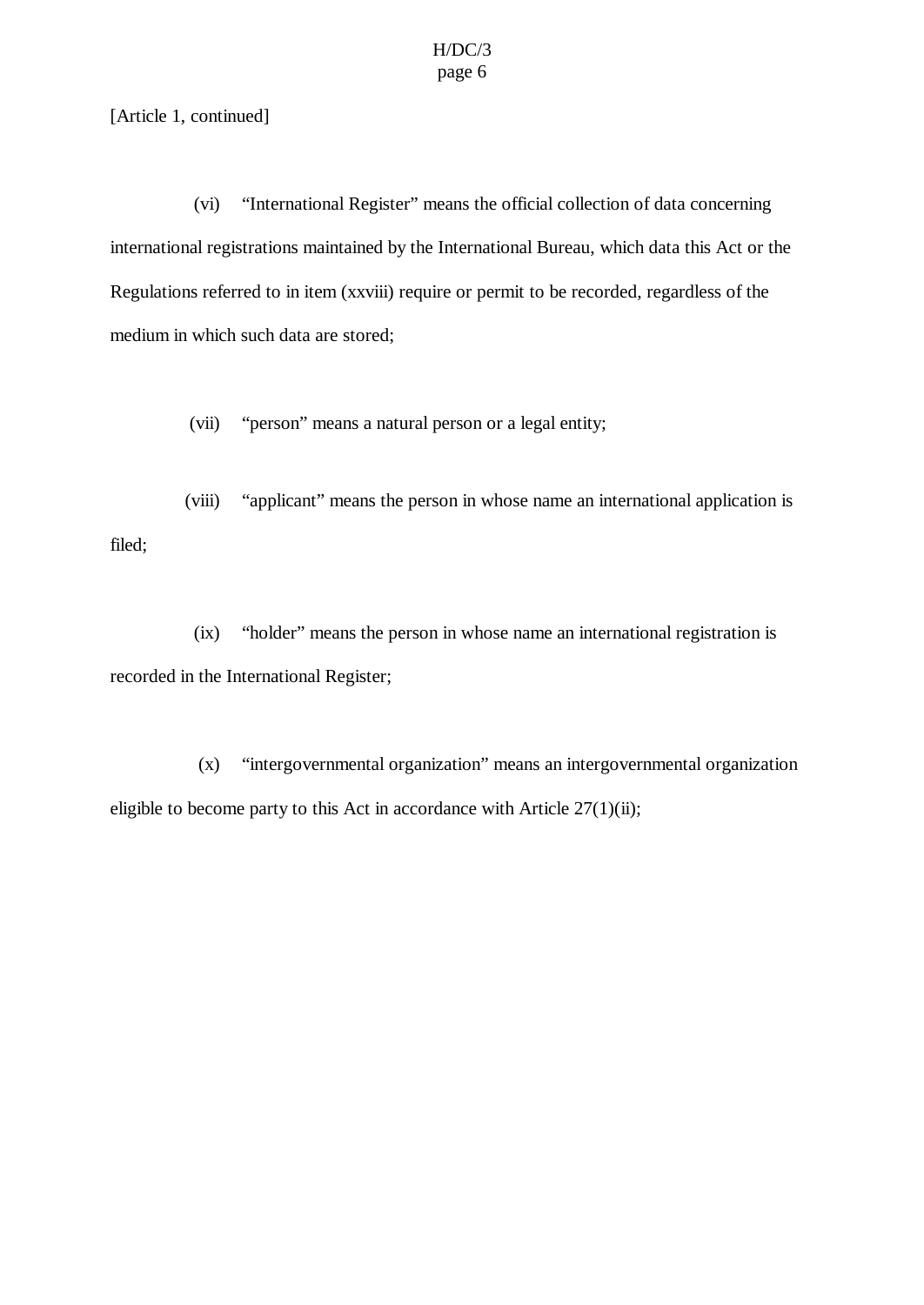[Article 1, continued]

(vi) “International Register” means the official collection of data concerning international registrations maintained by the International Bureau, which data this Act or the Regulations referred to in item (xxviii) require or permit to be recorded, regardless of the medium in which such data are stored;

(vii) “person” means a natural person or a legal entity;

(viii) “applicant” means the person in whose name an international application is filed;

(ix) “holder” means the person in whose name an international registration is recorded in the International Register;

(x) “intergovernmental organization” means an intergovernmental organization eligible to become party to this Act in accordance with Article 27(1)(ii);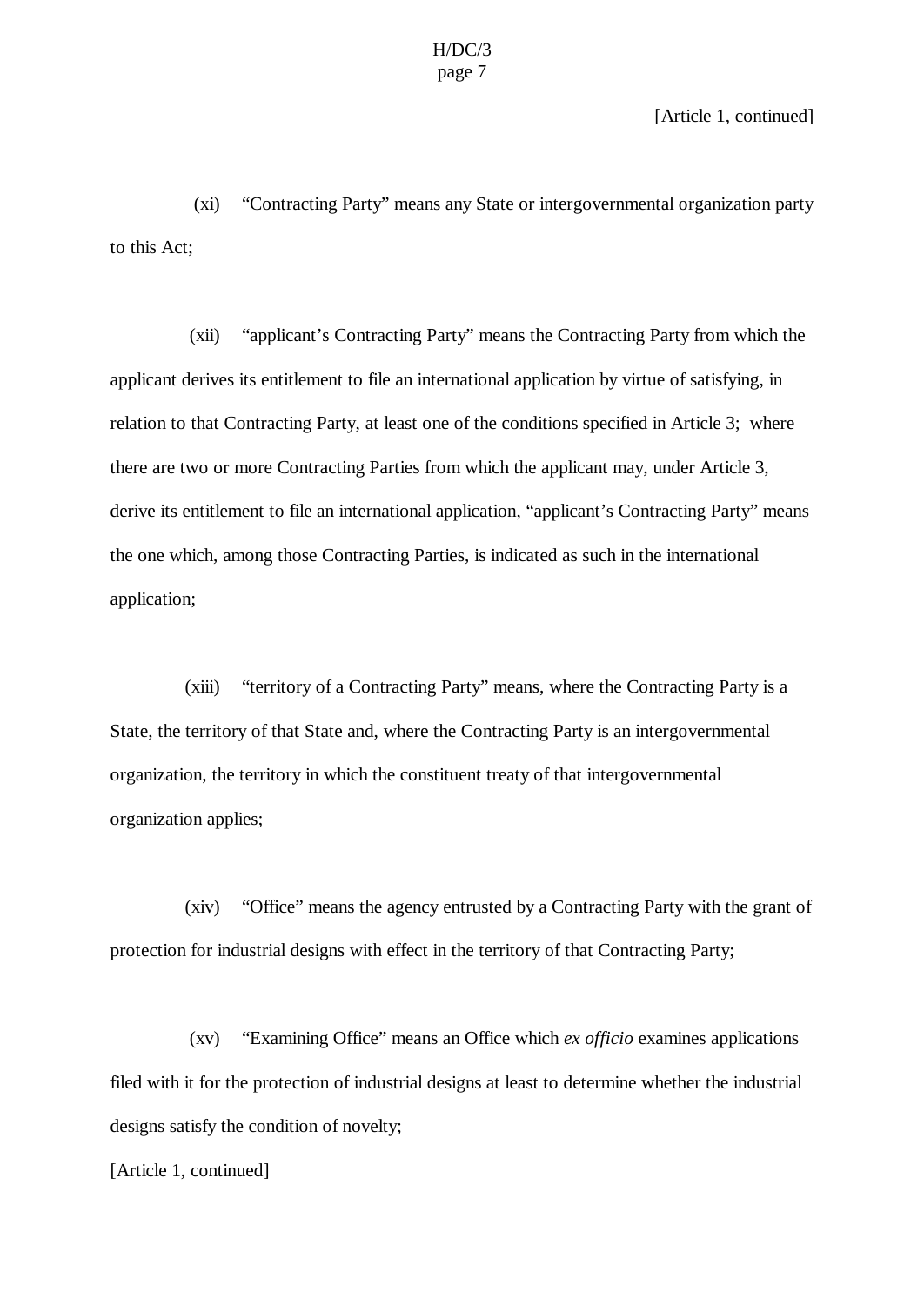[Article 1, continued]

(xi) "Contracting Party" means any State or intergovernmental organization party to this Act;

(xii) "applicant's Contracting Party" means the Contracting Party from which the applicant derives its entitlement to file an international application by virtue of satisfying, in relation to that Contracting Party, at least one of the conditions specified in Article 3; where there are two or more Contracting Parties from which the applicant may, under Article 3, derive its entitlement to file an international application, "applicant's Contracting Party" means the one which, among those Contracting Parties, is indicated as such in the international application;

(xiii) "territory of a Contracting Party" means, where the Contracting Party is a State, the territory of that State and, where the Contracting Party is an intergovernmental organization, the territory in which the constituent treaty of that intergovernmental organization applies;

(xiv) "Office" means the agency entrusted by a Contracting Party with the grant of protection for industrial designs with effect in the territory of that Contracting Party;

(xv) "Examining Office" means an Office which *ex officio* examines applications filed with it for the protection of industrial designs at least to determine whether the industrial designs satisfy the condition of novelty;

[Article 1, continued]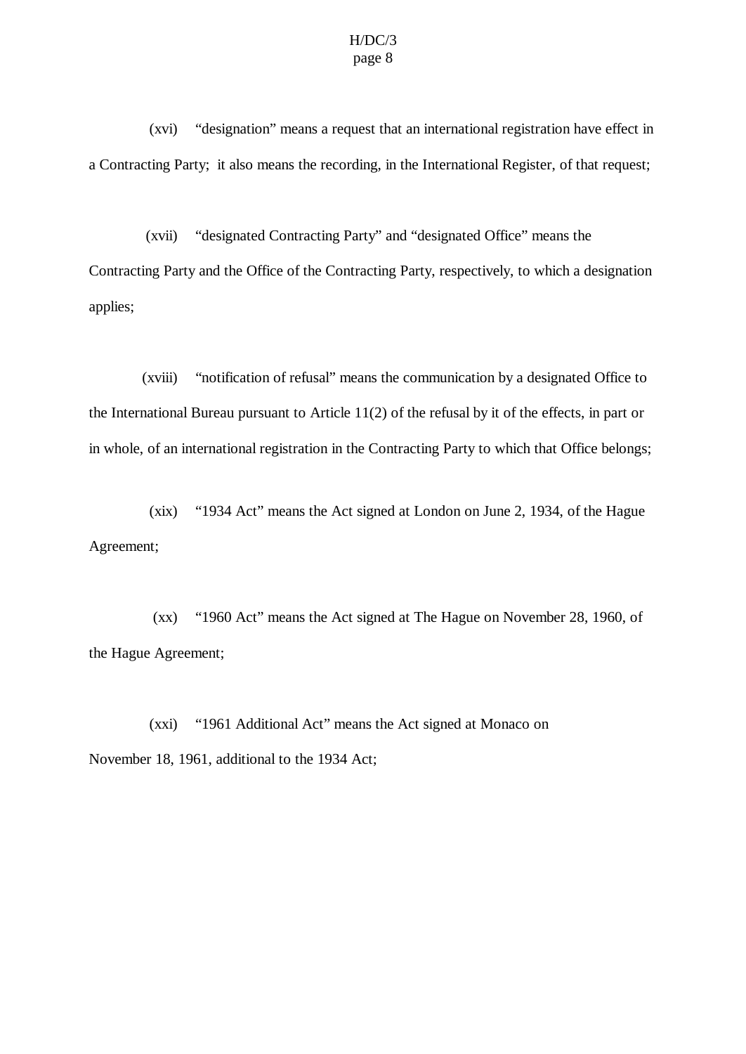(xvi) "designation" means a request that an international registration have effect in a Contracting Party; it also means the recording, in the International Register, of that request;

(xvii) "designated Contracting Party" and "designated Office" means the Contracting Party and the Office of the Contracting Party, respectively, to which a designation applies;

(xviii) "notification of refusal" means the communication by a designated Office to the International Bureau pursuant to Article 11(2) of the refusal by it of the effects, in part or in whole, of an international registration in the Contracting Party to which that Office belongs;

(xix) "1934 Act" means the Act signed at London on June 2, 1934, of the Hague Agreement;

(xx) "1960 Act" means the Act signed at The Hague on November 28, 1960, of the Hague Agreement;

(xxi) "1961 Additional Act" means the Act signed at Monaco on November 18, 1961, additional to the 1934 Act;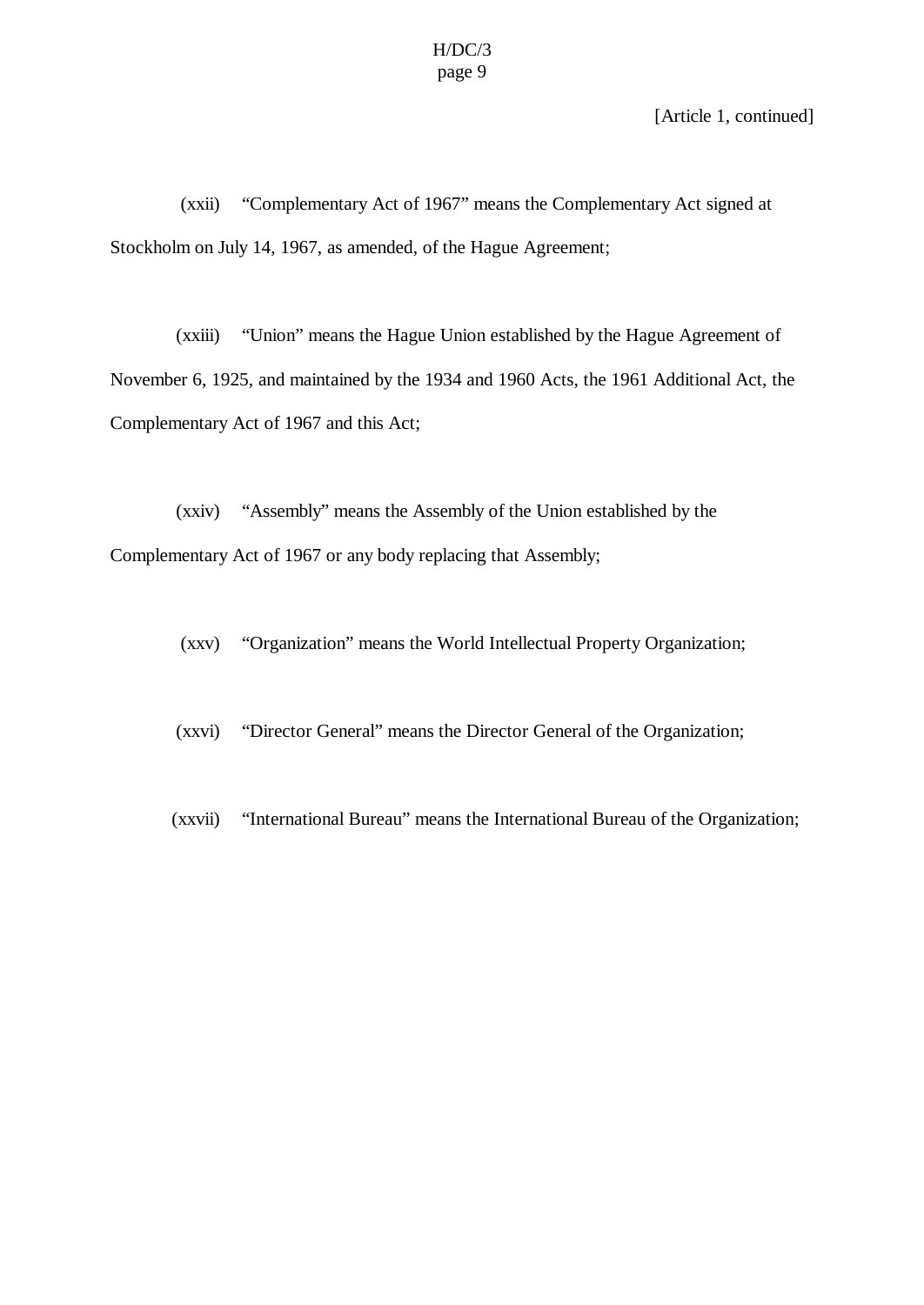[Article 1, continued]

(xxii) "Complementary Act of 1967" means the Complementary Act signed at Stockholm on July 14, 1967, as amended, of the Hague Agreement;

(xxiii) "Union" means the Hague Union established by the Hague Agreement of November 6, 1925, and maintained by the 1934 and 1960 Acts, the 1961 Additional Act, the Complementary Act of 1967 and this Act;

(xxiv) "Assembly" means the Assembly of the Union established by the Complementary Act of 1967 or any body replacing that Assembly;

(xxv) "Organization" means the World Intellectual Property Organization;

(xxvi) "Director General" means the Director General of the Organization;

(xxvii) "International Bureau" means the International Bureau of the Organization;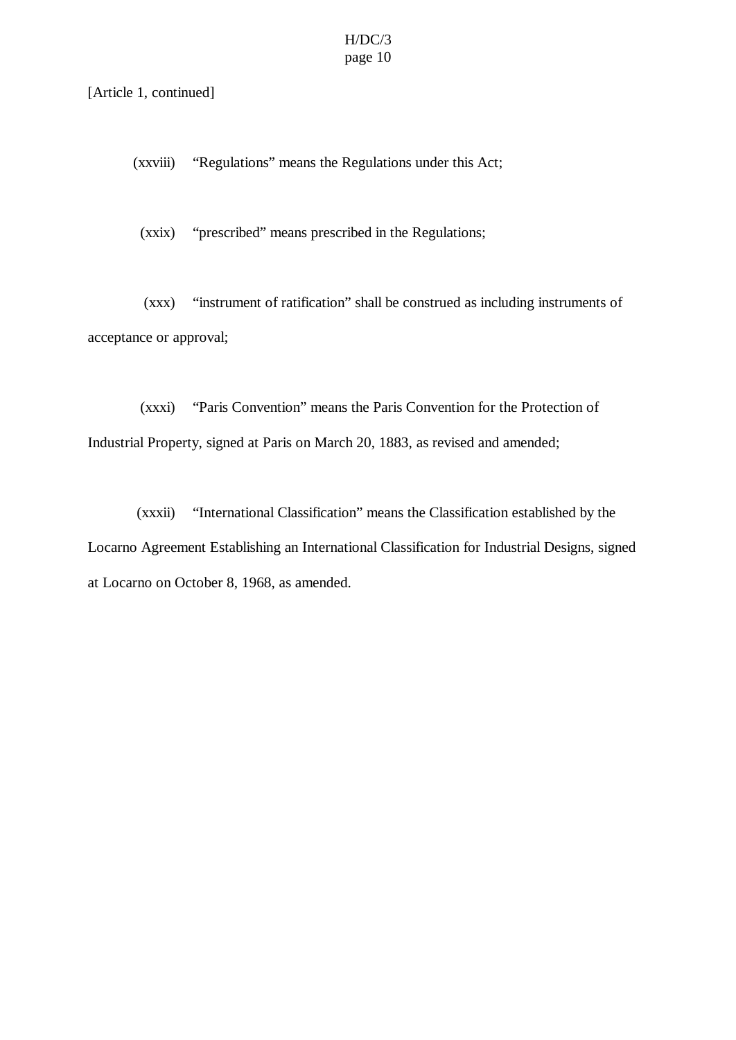[Article 1, continued]

(xxviii) "Regulations" means the Regulations under this Act;

(xxix) "prescribed" means prescribed in the Regulations;

(xxx) "instrument of ratification" shall be construed as including instruments of acceptance or approval;

(xxxi) "Paris Convention" means the Paris Convention for the Protection of Industrial Property, signed at Paris on March 20, 1883, as revised and amended;

(xxxii) "International Classification" means the Classification established by the Locarno Agreement Establishing an International Classification for Industrial Designs, signed at Locarno on October 8, 1968, as amended.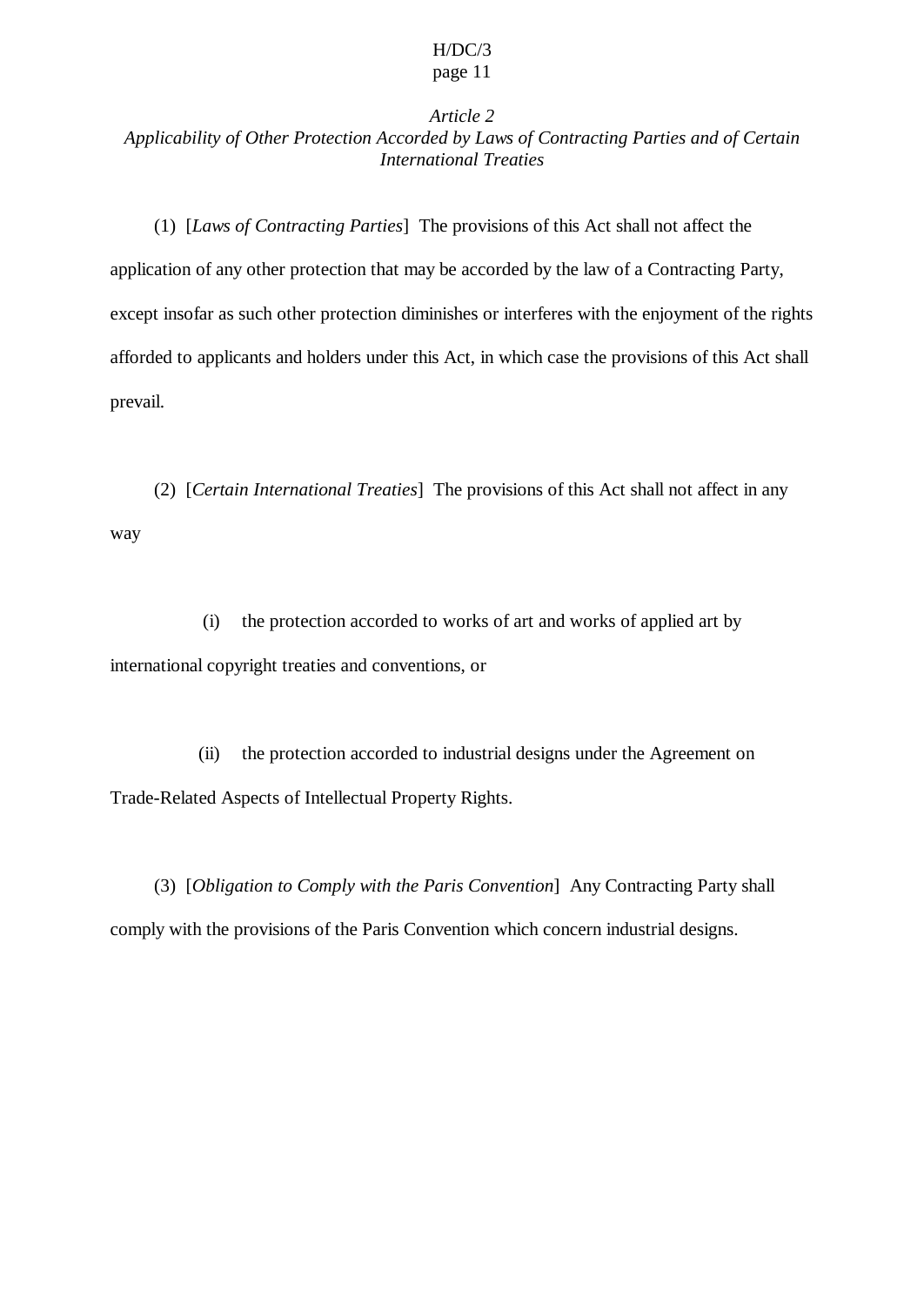*Article 2*
*Applicability of Other Protection Accorded by Laws of Contracting Parties and of Certain International Treaties*

(1) [*Laws of Contracting Parties*] The provisions of this Act shall not affect the application of any other protection that may be accorded by the law of a Contracting Party, except insofar as such other protection diminishes or interferes with the enjoyment of the rights afforded to applicants and holders under this Act, in which case the provisions of this Act shall prevail.

(2) [*Certain International Treaties*] The provisions of this Act shall not affect in any way

(i) the protection accorded to works of art and works of applied art by international copyright treaties and conventions, or

(ii) the protection accorded to industrial designs under the Agreement on Trade-Related Aspects of Intellectual Property Rights.

(3) [*Obligation to Comply with the Paris Convention*] Any Contracting Party shall comply with the provisions of the Paris Convention which concern industrial designs.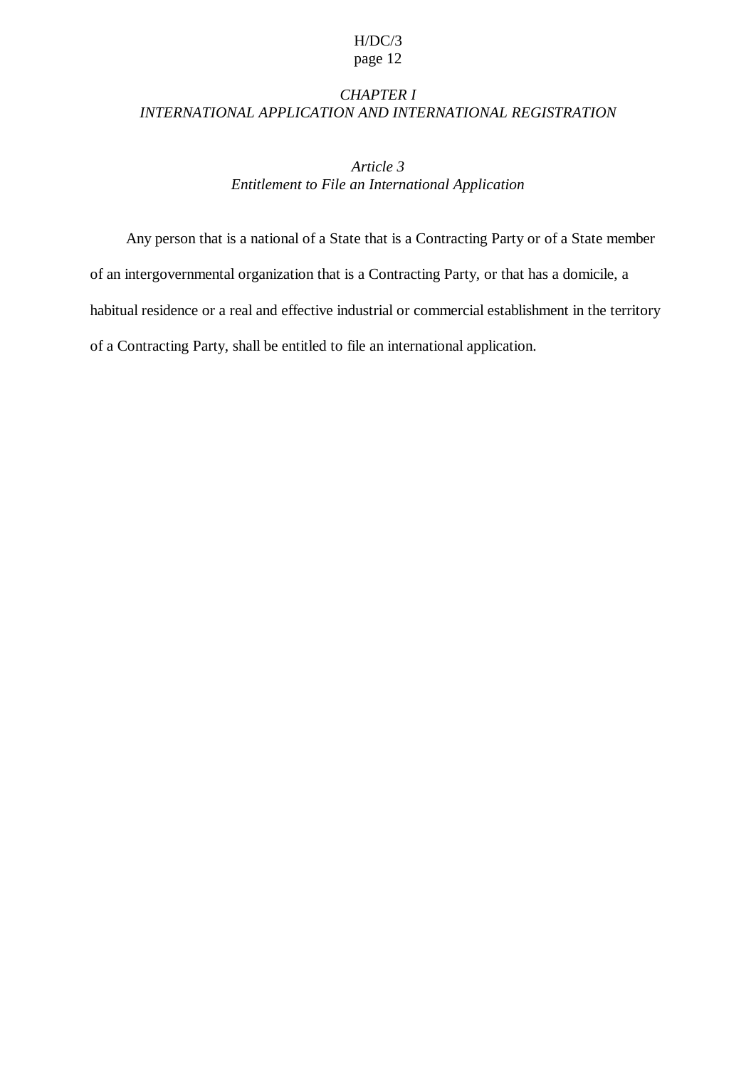## *CHAPTER I*
## *INTERNATIONAL APPLICATION AND INTERNATIONAL REGISTRATION*

### *Article 3*
### *Entitlement to File an International Application*

Any person that is a national of a State that is a Contracting Party or of a State member of an intergovernmental organization that is a Contracting Party, or that has a domicile, a habitual residence or a real and effective industrial or commercial establishment in the territory of a Contracting Party, shall be entitled to file an international application.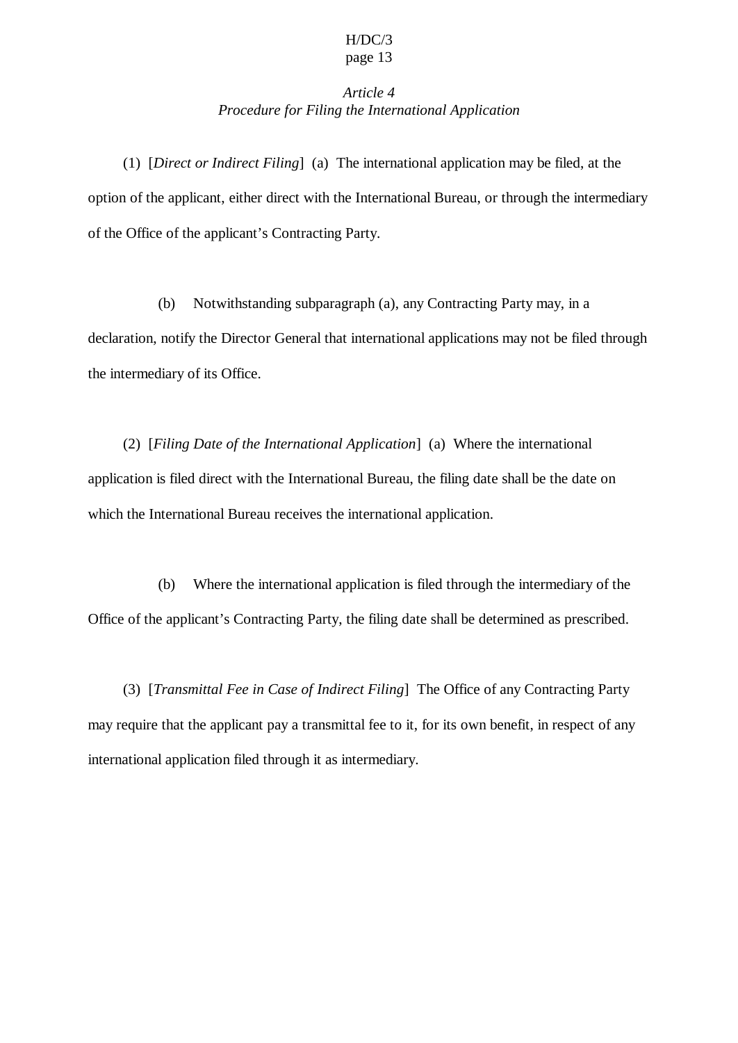*Article 4*
*Procedure for Filing the International Application*

(1) [*Direct or Indirect Filing*] (a) The international application may be filed, at the option of the applicant, either direct with the International Bureau, or through the intermediary of the Office of the applicant's Contracting Party.

(b) Notwithstanding subparagraph (a), any Contracting Party may, in a declaration, notify the Director General that international applications may not be filed through the intermediary of its Office.

(2) [*Filing Date of the International Application*] (a) Where the international application is filed direct with the International Bureau, the filing date shall be the date on which the International Bureau receives the international application.

(b) Where the international application is filed through the intermediary of the Office of the applicant's Contracting Party, the filing date shall be determined as prescribed.

(3) [*Transmittal Fee in Case of Indirect Filing*] The Office of any Contracting Party may require that the applicant pay a transmittal fee to it, for its own benefit, in respect of any international application filed through it as intermediary.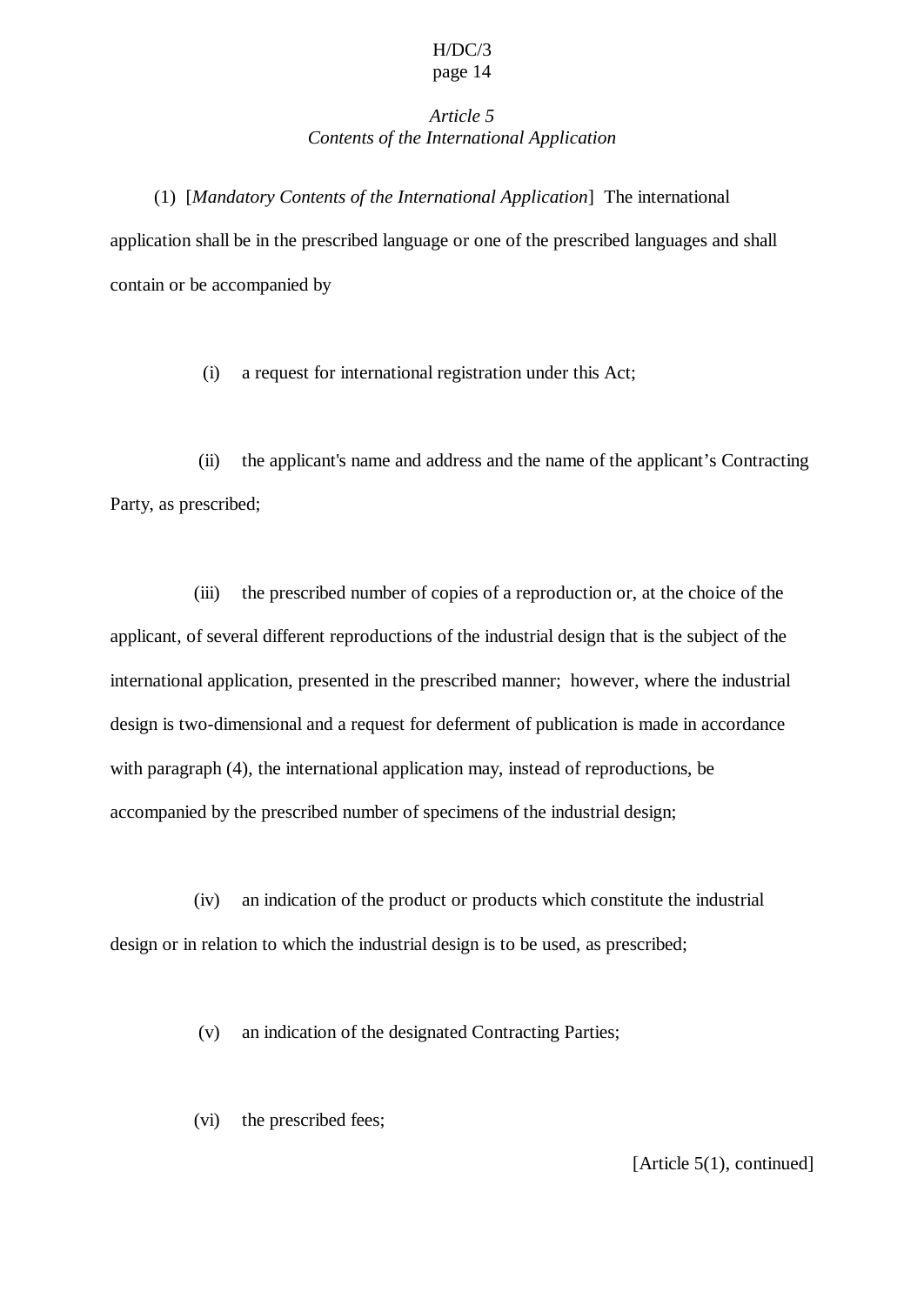*Article 5*
*Contents of the International Application*

(1) [*Mandatory Contents of the International Application*] The international application shall be in the prescribed language or one of the prescribed languages and shall contain or be accompanied by

(i) a request for international registration under this Act;

(ii) the applicant's name and address and the name of the applicant's Contracting Party, as prescribed;

(iii) the prescribed number of copies of a reproduction or, at the choice of the applicant, of several different reproductions of the industrial design that is the subject of the international application, presented in the prescribed manner; however, where the industrial design is two-dimensional and a request for deferment of publication is made in accordance with paragraph (4), the international application may, instead of reproductions, be accompanied by the prescribed number of specimens of the industrial design;

(iv) an indication of the product or products which constitute the industrial design or in relation to which the industrial design is to be used, as prescribed;

(v) an indication of the designated Contracting Parties;

(vi) the prescribed fees;

[Article 5(1), continued]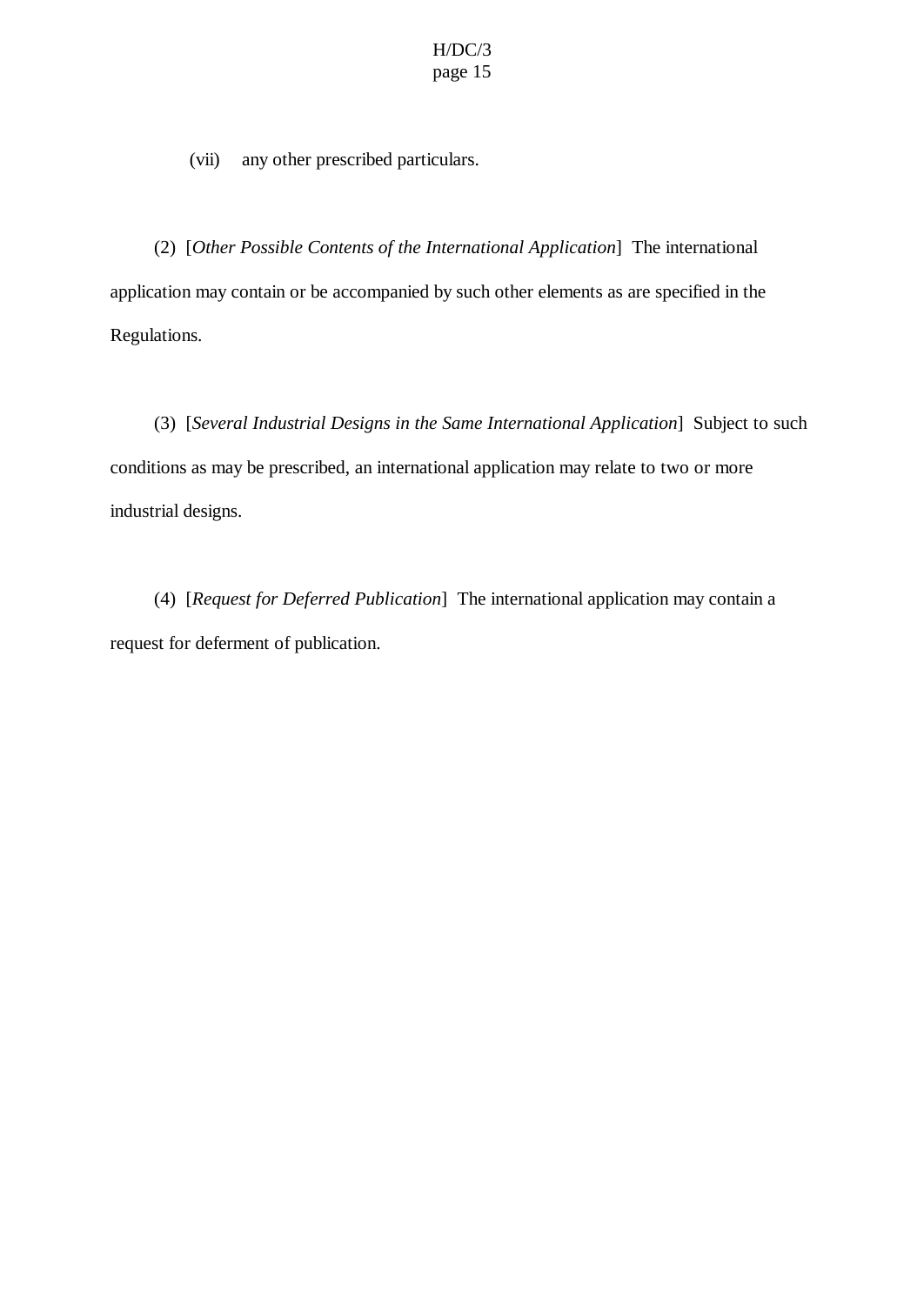(vii) any other prescribed particulars.

(2) [*Other Possible Contents of the International Application*] The international application may contain or be accompanied by such other elements as are specified in the Regulations.

(3) [*Several Industrial Designs in the Same International Application*] Subject to such conditions as may be prescribed, an international application may relate to two or more industrial designs.

(4) [*Request for Deferred Publication*] The international application may contain a request for deferment of publication.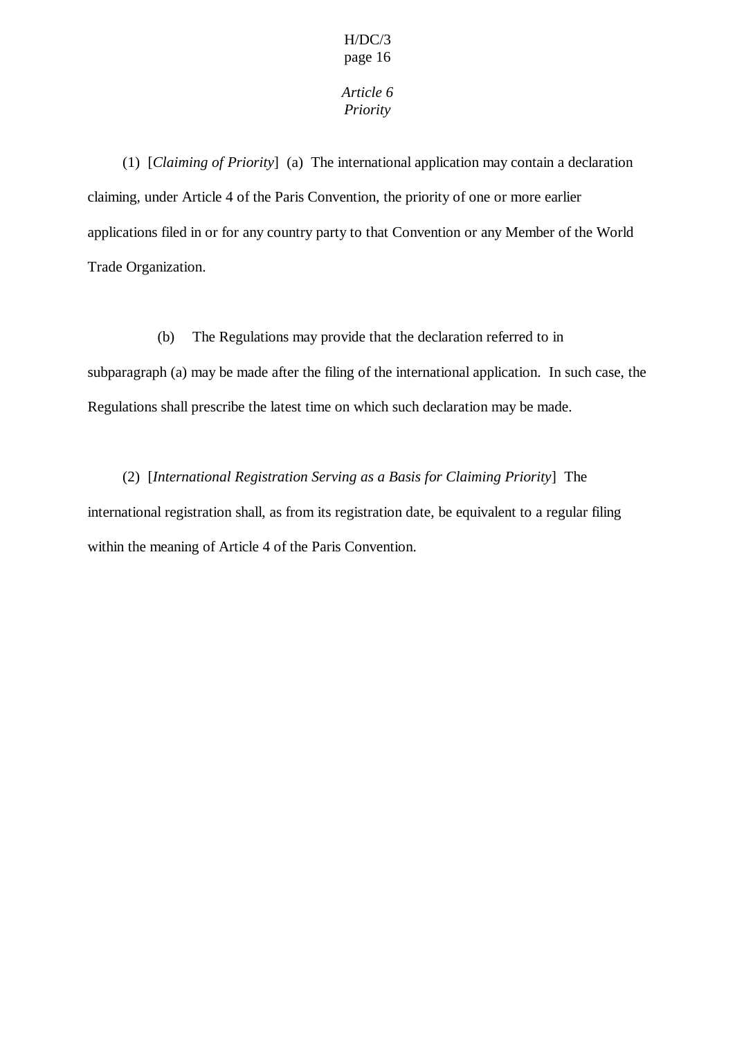*Article 6*
*Priority*

(1) [*Claiming of Priority*] (a) The international application may contain a declaration claiming, under Article 4 of the Paris Convention, the priority of one or more earlier applications filed in or for any country party to that Convention or any Member of the World Trade Organization.

(b) The Regulations may provide that the declaration referred to in subparagraph (a) may be made after the filing of the international application. In such case, the Regulations shall prescribe the latest time on which such declaration may be made.

(2) [*International Registration Serving as a Basis for Claiming Priority*] The international registration shall, as from its registration date, be equivalent to a regular filing within the meaning of Article 4 of the Paris Convention.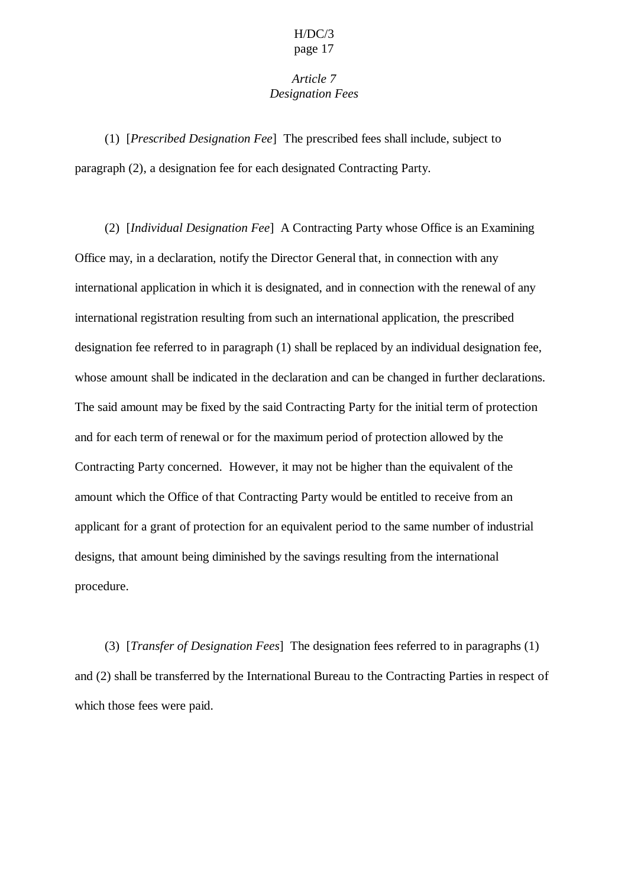*Article 7*
*Designation Fees*

(1) [*Prescribed Designation Fee*] The prescribed fees shall include, subject to paragraph (2), a designation fee for each designated Contracting Party.

(2) [*Individual Designation Fee*] A Contracting Party whose Office is an Examining Office may, in a declaration, notify the Director General that, in connection with any international application in which it is designated, and in connection with the renewal of any international registration resulting from such an international application, the prescribed designation fee referred to in paragraph (1) shall be replaced by an individual designation fee, whose amount shall be indicated in the declaration and can be changed in further declarations. The said amount may be fixed by the said Contracting Party for the initial term of protection and for each term of renewal or for the maximum period of protection allowed by the Contracting Party concerned. However, it may not be higher than the equivalent of the amount which the Office of that Contracting Party would be entitled to receive from an applicant for a grant of protection for an equivalent period to the same number of industrial designs, that amount being diminished by the savings resulting from the international procedure.

(3) [*Transfer of Designation Fees*] The designation fees referred to in paragraphs (1) and (2) shall be transferred by the International Bureau to the Contracting Parties in respect of which those fees were paid.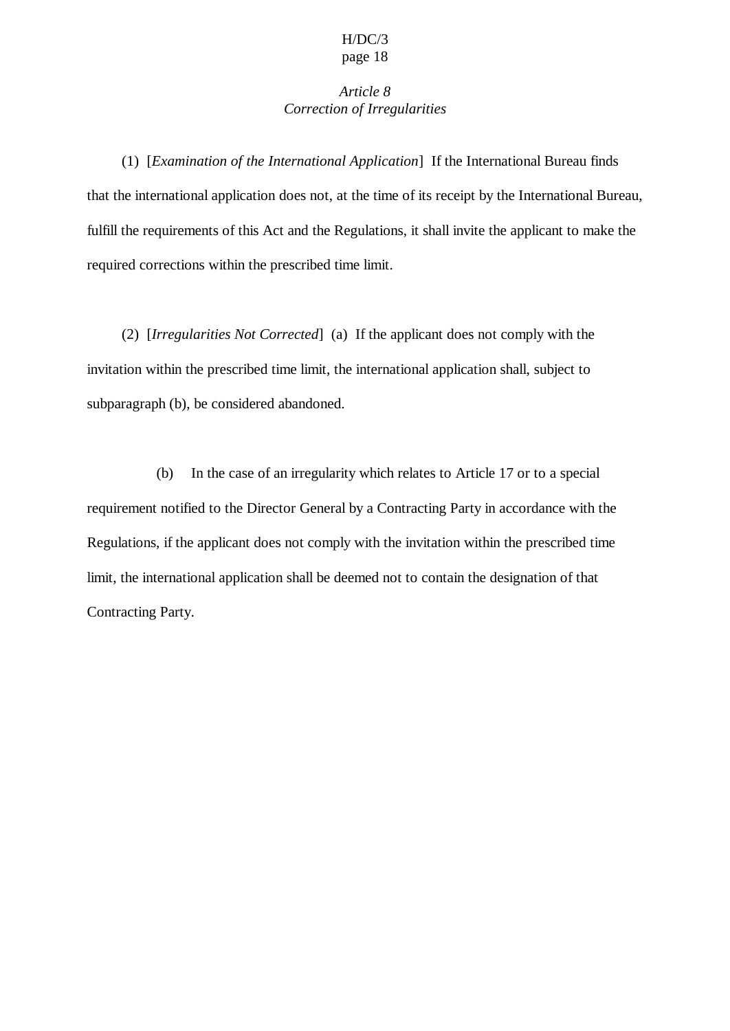*Article 8*
*Correction of Irregularities*

(1) [*Examination of the International Application*] If the International Bureau finds that the international application does not, at the time of its receipt by the International Bureau, fulfill the requirements of this Act and the Regulations, it shall invite the applicant to make the required corrections within the prescribed time limit.

(2) [*Irregularities Not Corrected*] (a) If the applicant does not comply with the invitation within the prescribed time limit, the international application shall, subject to subparagraph (b), be considered abandoned.

(b) In the case of an irregularity which relates to Article 17 or to a special requirement notified to the Director General by a Contracting Party in accordance with the Regulations, if the applicant does not comply with the invitation within the prescribed time limit, the international application shall be deemed not to contain the designation of that Contracting Party.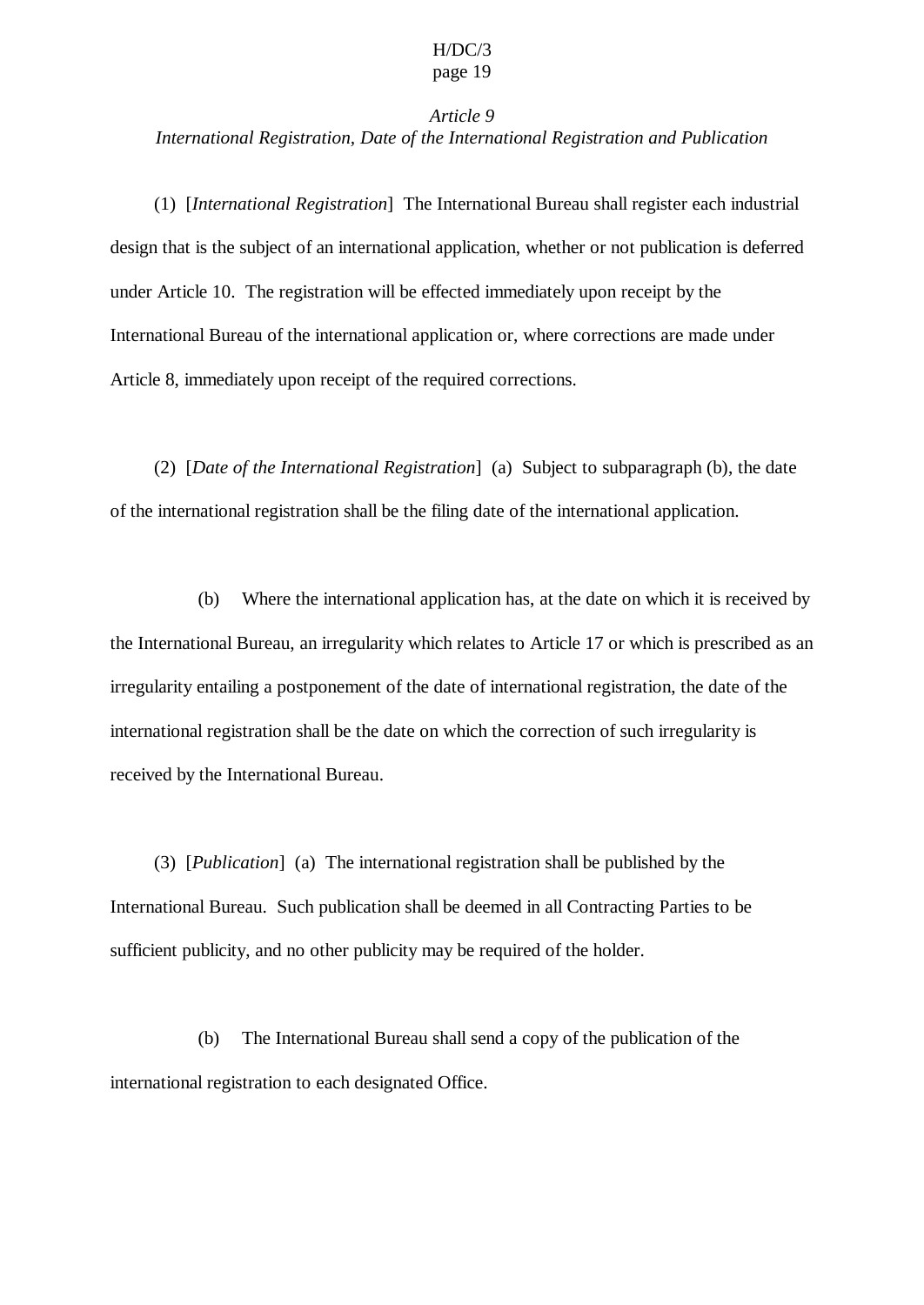*Article 9*
*International Registration, Date of the International Registration and Publication*

(1) [*International Registration*] The International Bureau shall register each industrial design that is the subject of an international application, whether or not publication is deferred under Article 10. The registration will be effected immediately upon receipt by the International Bureau of the international application or, where corrections are made under Article 8, immediately upon receipt of the required corrections.

(2) [*Date of the International Registration*] (a) Subject to subparagraph (b), the date of the international registration shall be the filing date of the international application.

(b) Where the international application has, at the date on which it is received by the International Bureau, an irregularity which relates to Article 17 or which is prescribed as an irregularity entailing a postponement of the date of international registration, the date of the international registration shall be the date on which the correction of such irregularity is received by the International Bureau.

(3) [*Publication*] (a) The international registration shall be published by the International Bureau. Such publication shall be deemed in all Contracting Parties to be sufficient publicity, and no other publicity may be required of the holder.

(b) The International Bureau shall send a copy of the publication of the international registration to each designated Office.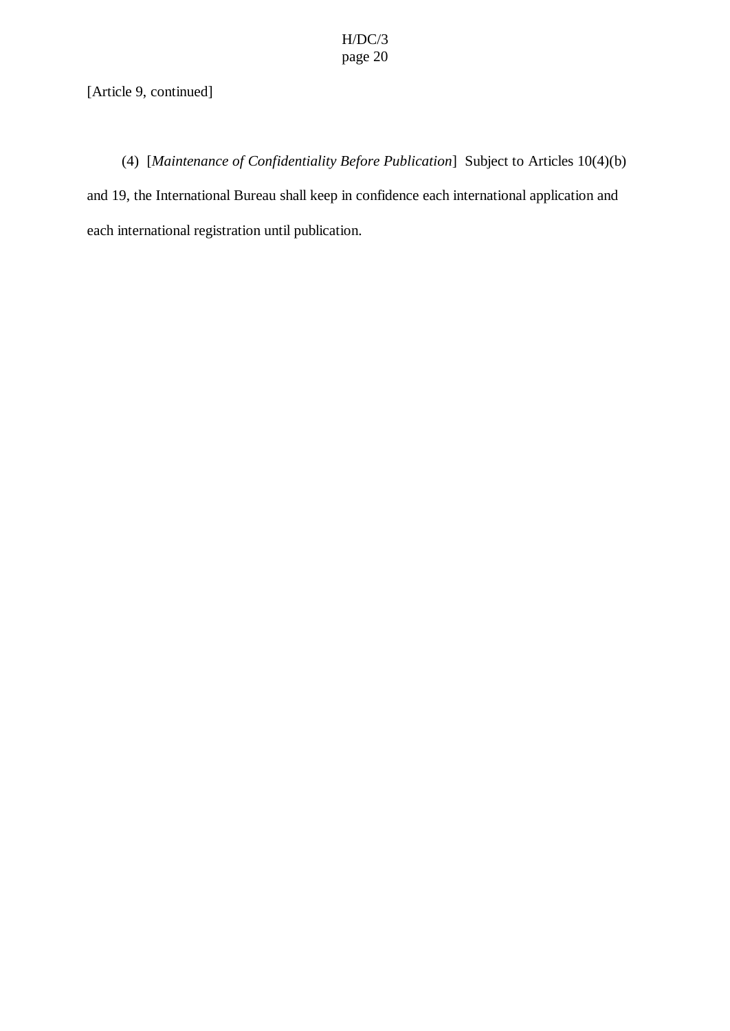[Article 9, continued]

(4) [*Maintenance of Confidentiality Before Publication*] Subject to Articles 10(4)(b) and 19, the International Bureau shall keep in confidence each international application and each international registration until publication.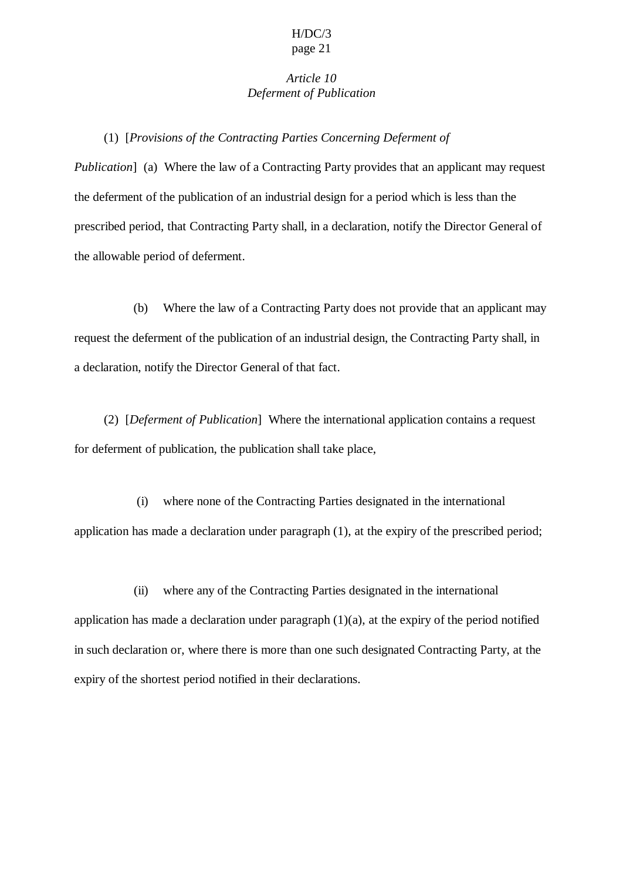*Article 10*
*Deferment of Publication*

(1) [*Provisions of the Contracting Parties Concerning Deferment of Publication*] (a) Where the law of a Contracting Party provides that an applicant may request the deferment of the publication of an industrial design for a period which is less than the prescribed period, that Contracting Party shall, in a declaration, notify the Director General of the allowable period of deferment.

(b) Where the law of a Contracting Party does not provide that an applicant may request the deferment of the publication of an industrial design, the Contracting Party shall, in a declaration, notify the Director General of that fact.

(2) [*Deferment of Publication*] Where the international application contains a request for deferment of publication, the publication shall take place,

(i) where none of the Contracting Parties designated in the international application has made a declaration under paragraph (1), at the expiry of the prescribed period;

(ii) where any of the Contracting Parties designated in the international application has made a declaration under paragraph (1)(a), at the expiry of the period notified in such declaration or, where there is more than one such designated Contracting Party, at the expiry of the shortest period notified in their declarations.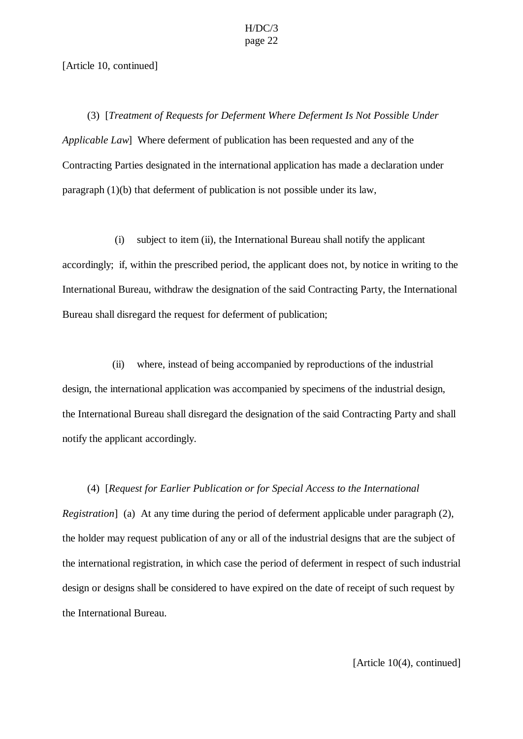[Article 10, continued]

(3) [*Treatment of Requests for Deferment Where Deferment Is Not Possible Under Applicable Law*] Where deferment of publication has been requested and any of the Contracting Parties designated in the international application has made a declaration under paragraph (1)(b) that deferment of publication is not possible under its law,

(i) subject to item (ii), the International Bureau shall notify the applicant accordingly; if, within the prescribed period, the applicant does not, by notice in writing to the International Bureau, withdraw the designation of the said Contracting Party, the International Bureau shall disregard the request for deferment of publication;

(ii) where, instead of being accompanied by reproductions of the industrial design, the international application was accompanied by specimens of the industrial design, the International Bureau shall disregard the designation of the said Contracting Party and shall notify the applicant accordingly.

(4) [*Request for Earlier Publication or for Special Access to the International Registration*] (a) At any time during the period of deferment applicable under paragraph (2), the holder may request publication of any or all of the industrial designs that are the subject of the international registration, in which case the period of deferment in respect of such industrial design or designs shall be considered to have expired on the date of receipt of such request by the International Bureau.

[Article 10(4), continued]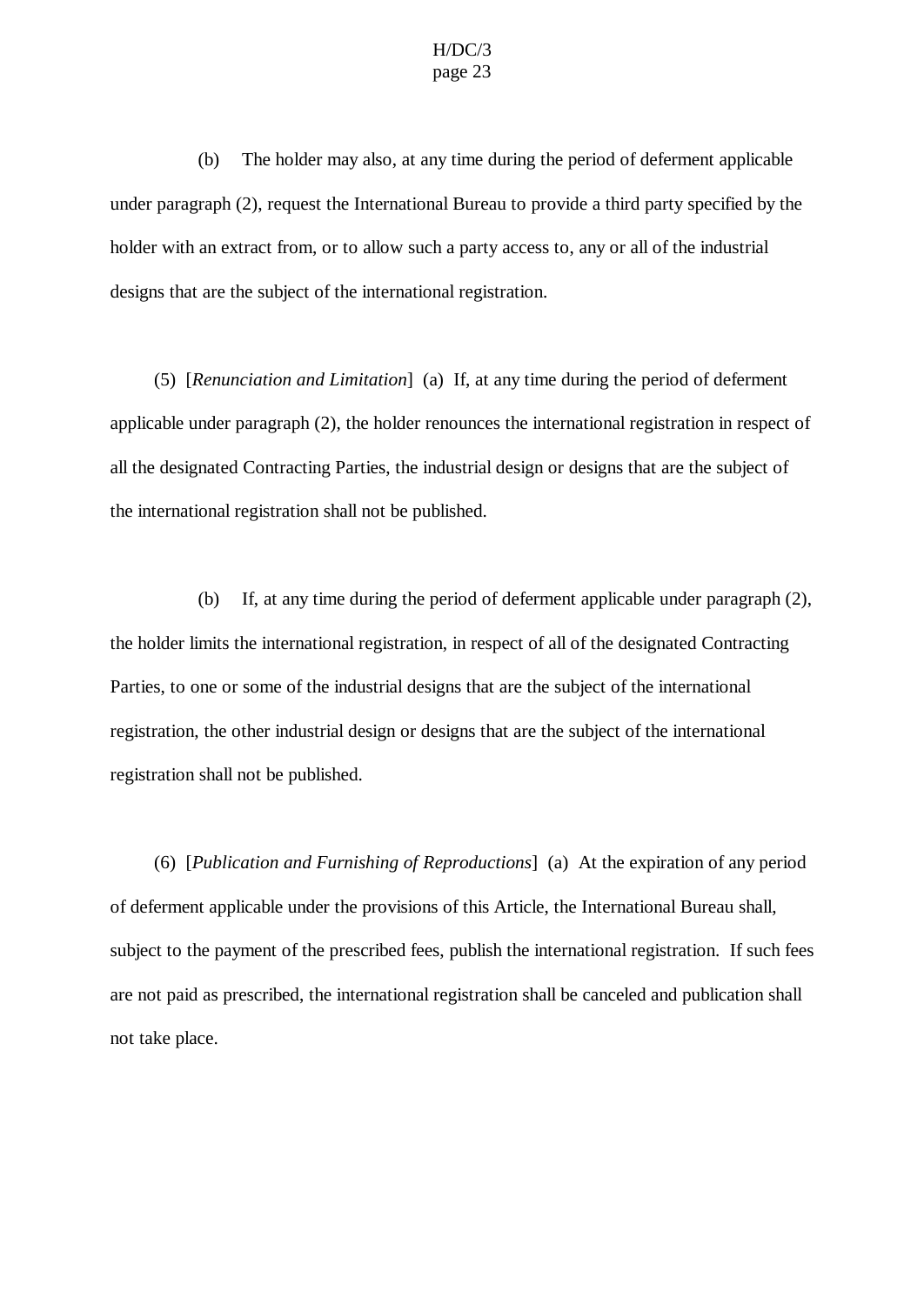(b) The holder may also, at any time during the period of deferment applicable under paragraph (2), request the International Bureau to provide a third party specified by the holder with an extract from, or to allow such a party access to, any or all of the industrial designs that are the subject of the international registration.

(5) [*Renunciation and Limitation*] (a) If, at any time during the period of deferment applicable under paragraph (2), the holder renounces the international registration in respect of all the designated Contracting Parties, the industrial design or designs that are the subject of the international registration shall not be published.

(b) If, at any time during the period of deferment applicable under paragraph (2), the holder limits the international registration, in respect of all of the designated Contracting Parties, to one or some of the industrial designs that are the subject of the international registration, the other industrial design or designs that are the subject of the international registration shall not be published.

(6) [*Publication and Furnishing of Reproductions*] (a) At the expiration of any period of deferment applicable under the provisions of this Article, the International Bureau shall, subject to the payment of the prescribed fees, publish the international registration. If such fees are not paid as prescribed, the international registration shall be canceled and publication shall not take place.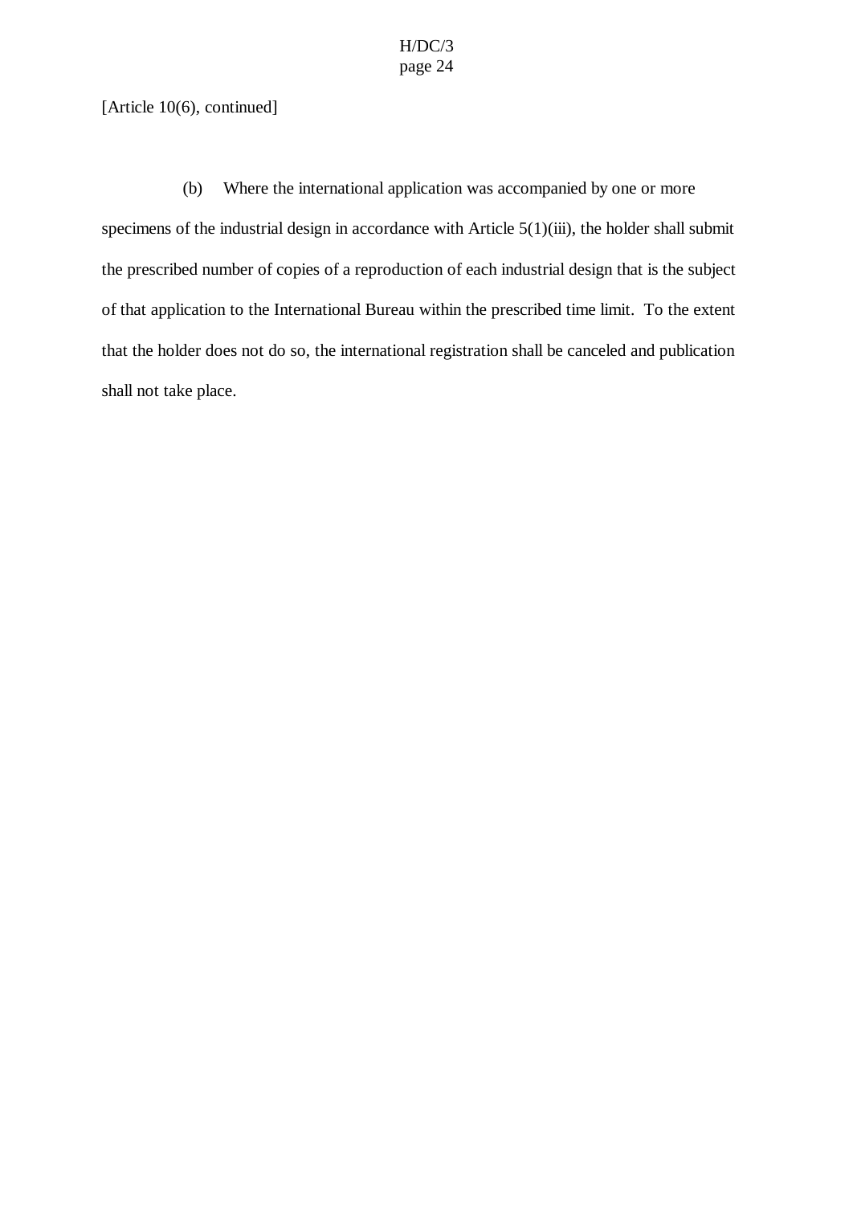[Article 10(6), continued]

(b) Where the international application was accompanied by one or more specimens of the industrial design in accordance with Article 5(1)(iii), the holder shall submit the prescribed number of copies of a reproduction of each industrial design that is the subject of that application to the International Bureau within the prescribed time limit. To the extent that the holder does not do so, the international registration shall be canceled and publication shall not take place.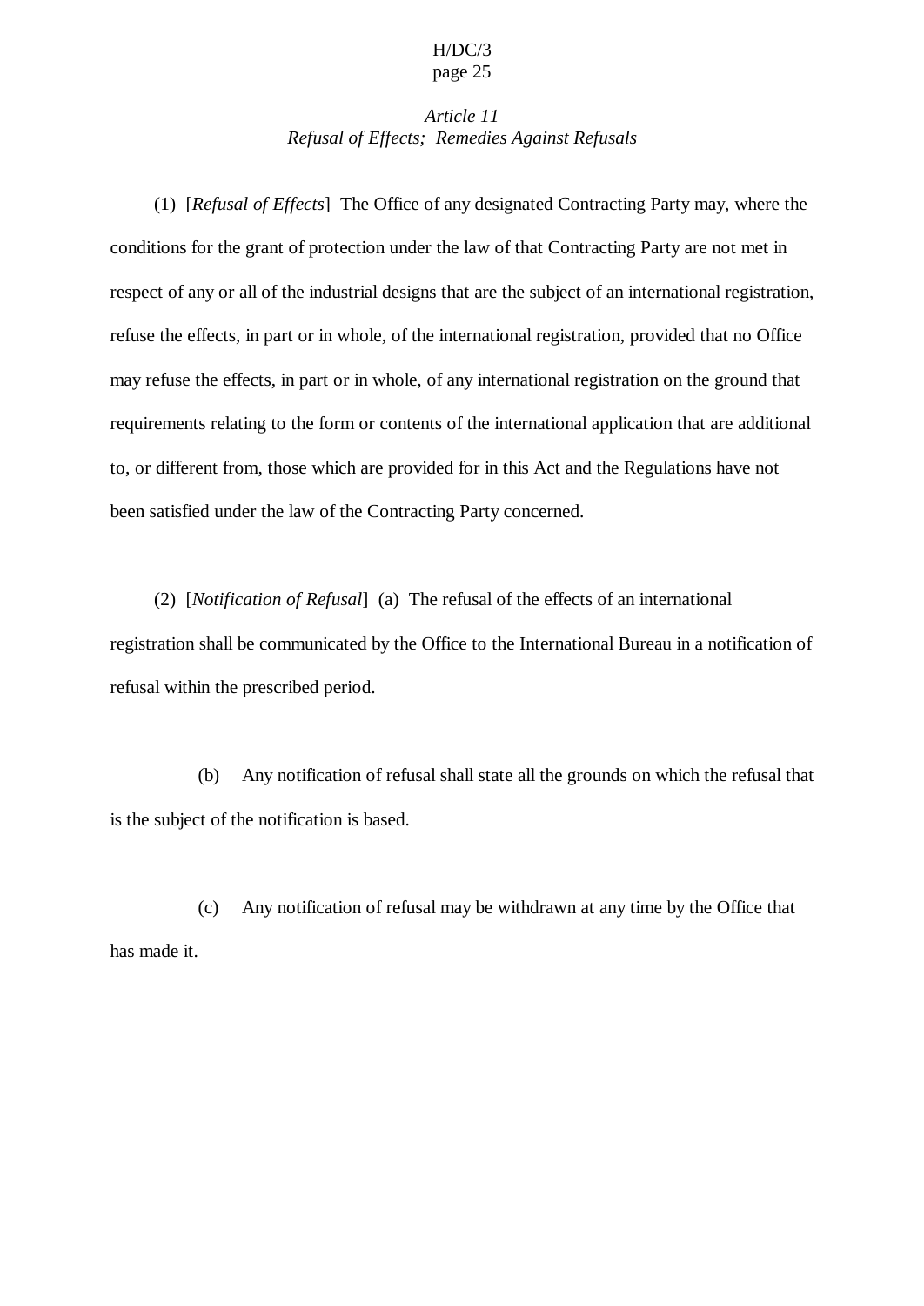### *Article 11*
### *Refusal of Effects; Remedies Against Refusals*

(1) [*Refusal of Effects*] The Office of any designated Contracting Party may, where the conditions for the grant of protection under the law of that Contracting Party are not met in respect of any or all of the industrial designs that are the subject of an international registration, refuse the effects, in part or in whole, of the international registration, provided that no Office may refuse the effects, in part or in whole, of any international registration on the ground that requirements relating to the form or contents of the international application that are additional to, or different from, those which are provided for in this Act and the Regulations have not been satisfied under the law of the Contracting Party concerned.

(2) [*Notification of Refusal*] (a) The refusal of the effects of an international registration shall be communicated by the Office to the International Bureau in a notification of refusal within the prescribed period.

(b) Any notification of refusal shall state all the grounds on which the refusal that is the subject of the notification is based.

(c) Any notification of refusal may be withdrawn at any time by the Office that has made it.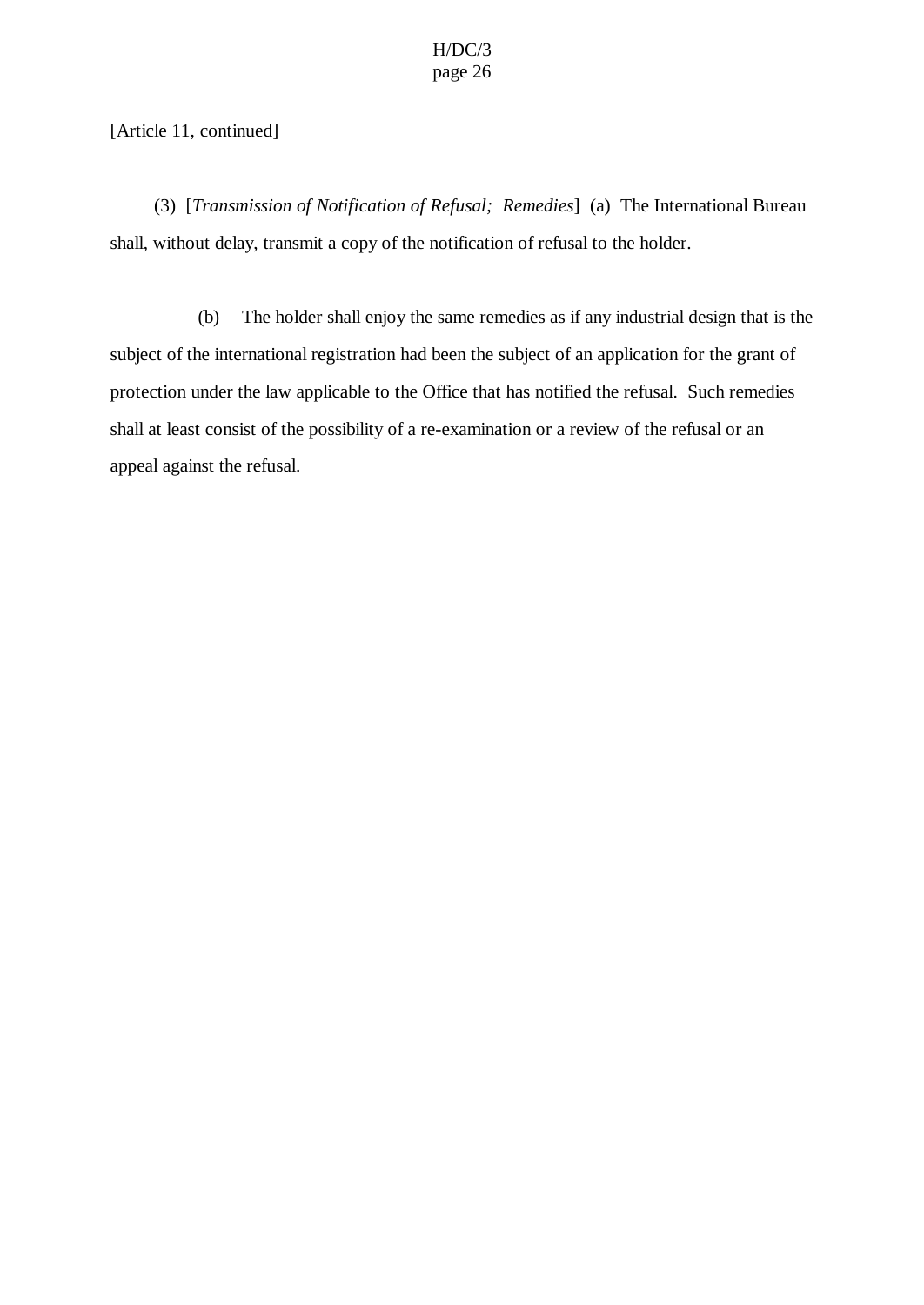[Article 11, continued]

(3) [*Transmission of Notification of Refusal; Remedies*] (a) The International Bureau shall, without delay, transmit a copy of the notification of refusal to the holder.

(b) The holder shall enjoy the same remedies as if any industrial design that is the subject of the international registration had been the subject of an application for the grant of protection under the law applicable to the Office that has notified the refusal. Such remedies shall at least consist of the possibility of a re-examination or a review of the refusal or an appeal against the refusal.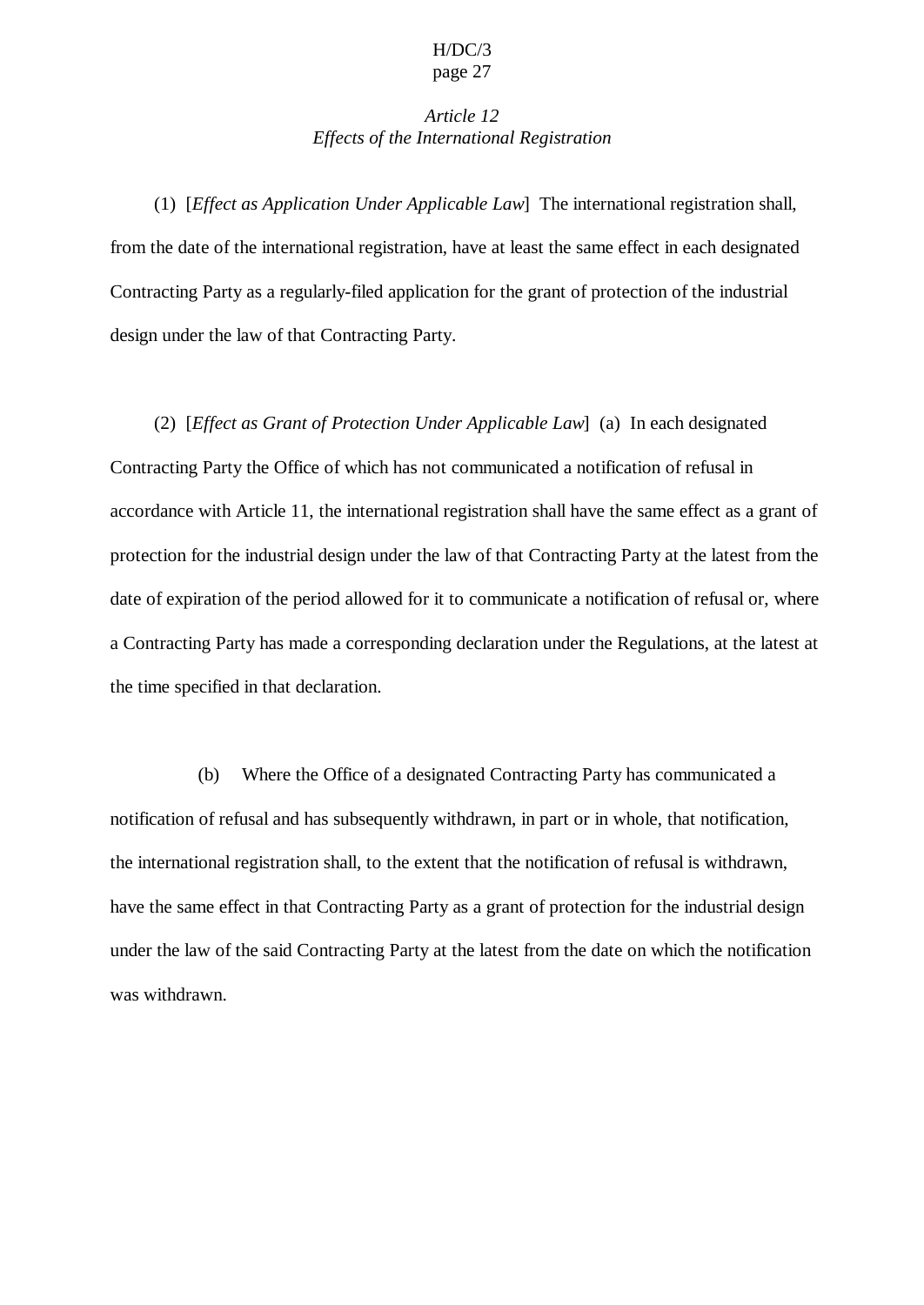*Article 12*
*Effects of the International Registration*

(1) [*Effect as Application Under Applicable Law*] The international registration shall, from the date of the international registration, have at least the same effect in each designated Contracting Party as a regularly-filed application for the grant of protection of the industrial design under the law of that Contracting Party.

(2) [*Effect as Grant of Protection Under Applicable Law*] (a) In each designated Contracting Party the Office of which has not communicated a notification of refusal in accordance with Article 11, the international registration shall have the same effect as a grant of protection for the industrial design under the law of that Contracting Party at the latest from the date of expiration of the period allowed for it to communicate a notification of refusal or, where a Contracting Party has made a corresponding declaration under the Regulations, at the latest at the time specified in that declaration.

(b) Where the Office of a designated Contracting Party has communicated a notification of refusal and has subsequently withdrawn, in part or in whole, that notification, the international registration shall, to the extent that the notification of refusal is withdrawn, have the same effect in that Contracting Party as a grant of protection for the industrial design under the law of the said Contracting Party at the latest from the date on which the notification was withdrawn.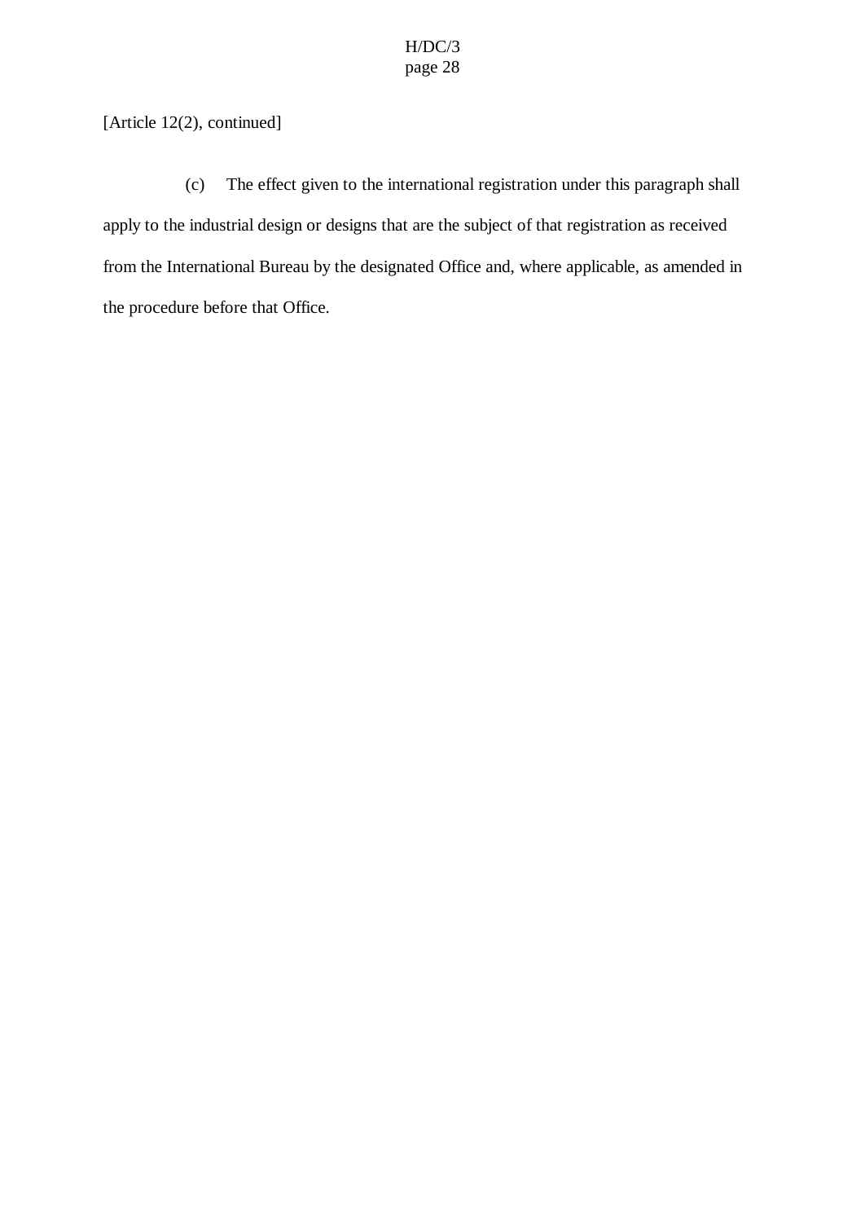[Article 12(2), continued]

(c) The effect given to the international registration under this paragraph shall apply to the industrial design or designs that are the subject of that registration as received from the International Bureau by the designated Office and, where applicable, as amended in the procedure before that Office.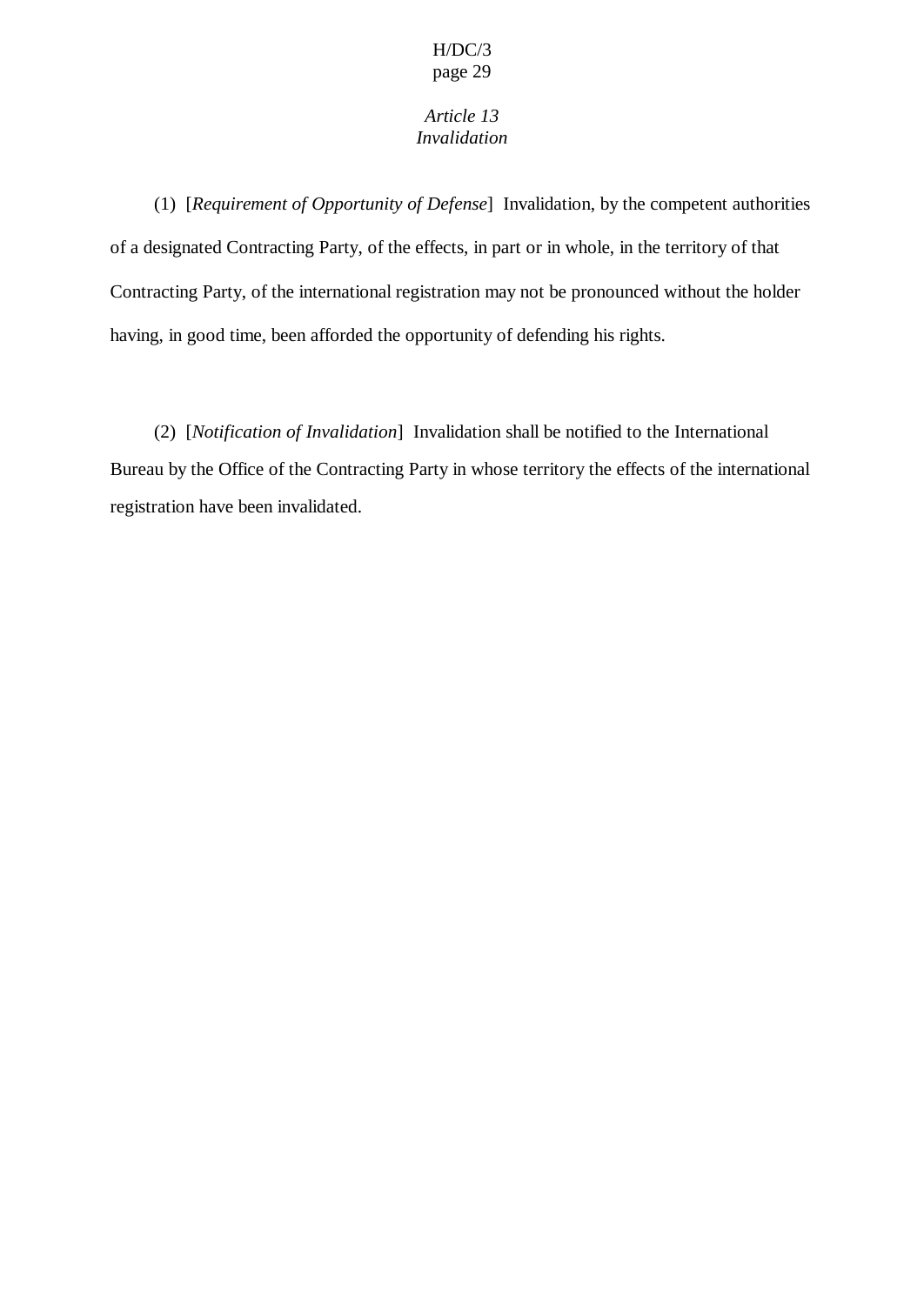### *Article 13*
### *Invalidation*

(1) [*Requirement of Opportunity of Defense*] Invalidation, by the competent authorities of a designated Contracting Party, of the effects, in part or in whole, in the territory of that Contracting Party, of the international registration may not be pronounced without the holder having, in good time, been afforded the opportunity of defending his rights.

(2) [*Notification of Invalidation*] Invalidation shall be notified to the International Bureau by the Office of the Contracting Party in whose territory the effects of the international registration have been invalidated.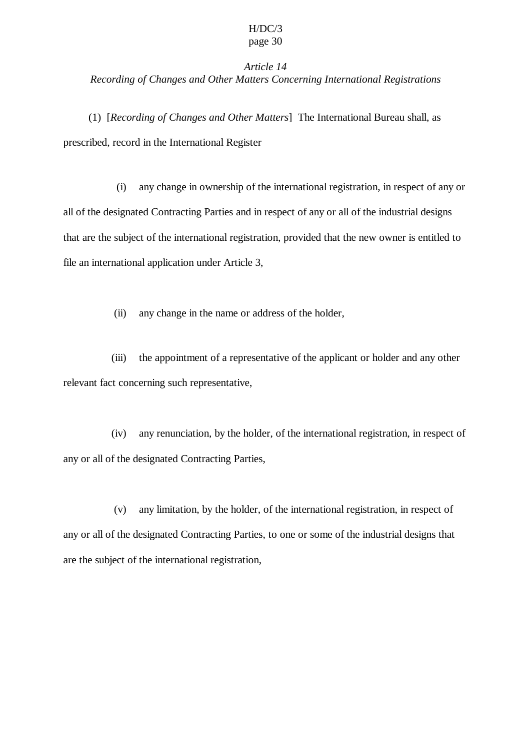*Article 14*
*Recording of Changes and Other Matters Concerning International Registrations*

(1) [*Recording of Changes and Other Matters*] The International Bureau shall, as prescribed, record in the International Register

(i) any change in ownership of the international registration, in respect of any or all of the designated Contracting Parties and in respect of any or all of the industrial designs that are the subject of the international registration, provided that the new owner is entitled to file an international application under Article 3,

(ii) any change in the name or address of the holder,

(iii) the appointment of a representative of the applicant or holder and any other relevant fact concerning such representative,

(iv) any renunciation, by the holder, of the international registration, in respect of any or all of the designated Contracting Parties,

(v) any limitation, by the holder, of the international registration, in respect of any or all of the designated Contracting Parties, to one or some of the industrial designs that are the subject of the international registration,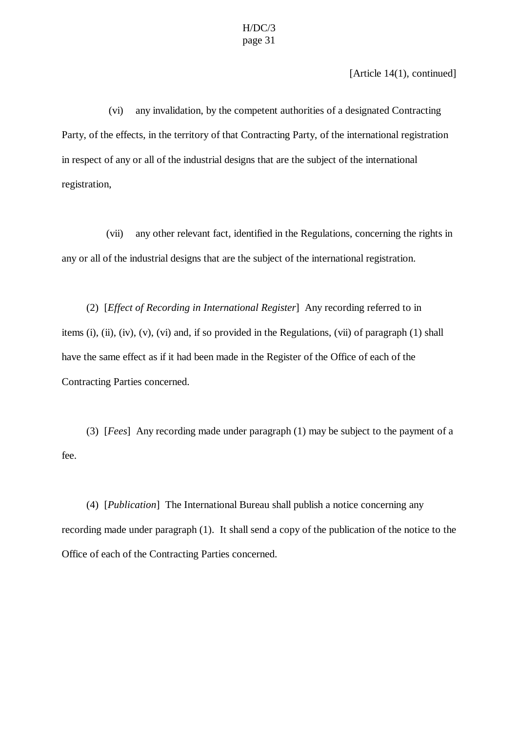[Article 14(1), continued]

(vi) any invalidation, by the competent authorities of a designated Contracting Party, of the effects, in the territory of that Contracting Party, of the international registration in respect of any or all of the industrial designs that are the subject of the international registration,

(vii) any other relevant fact, identified in the Regulations, concerning the rights in any or all of the industrial designs that are the subject of the international registration.

(2) [*Effect of Recording in International Register*] Any recording referred to in items (i), (ii), (iv), (v), (vi) and, if so provided in the Regulations, (vii) of paragraph (1) shall have the same effect as if it had been made in the Register of the Office of each of the Contracting Parties concerned.

(3) [*Fees*] Any recording made under paragraph (1) may be subject to the payment of a fee.

(4) [*Publication*] The International Bureau shall publish a notice concerning any recording made under paragraph (1). It shall send a copy of the publication of the notice to the Office of each of the Contracting Parties concerned.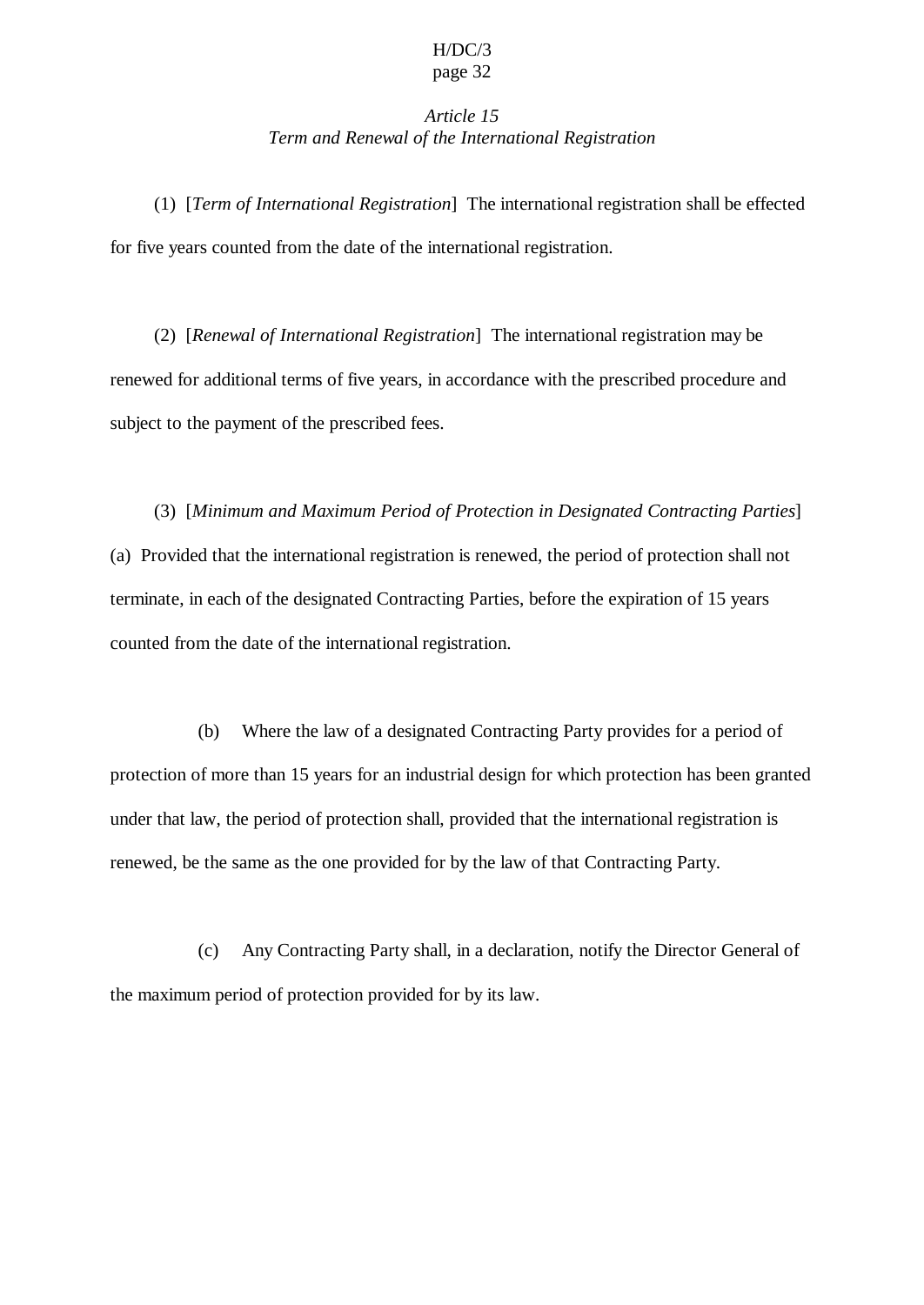### *Article 15*
### *Term and Renewal of the International Registration*

(1) [*Term of International Registration*] The international registration shall be effected for five years counted from the date of the international registration.

(2) [*Renewal of International Registration*] The international registration may be renewed for additional terms of five years, in accordance with the prescribed procedure and subject to the payment of the prescribed fees.

(3) [*Minimum and Maximum Period of Protection in Designated Contracting Parties*] (a) Provided that the international registration is renewed, the period of protection shall not terminate, in each of the designated Contracting Parties, before the expiration of 15 years counted from the date of the international registration.

(b) Where the law of a designated Contracting Party provides for a period of protection of more than 15 years for an industrial design for which protection has been granted under that law, the period of protection shall, provided that the international registration is renewed, be the same as the one provided for by the law of that Contracting Party.

(c) Any Contracting Party shall, in a declaration, notify the Director General of the maximum period of protection provided for by its law.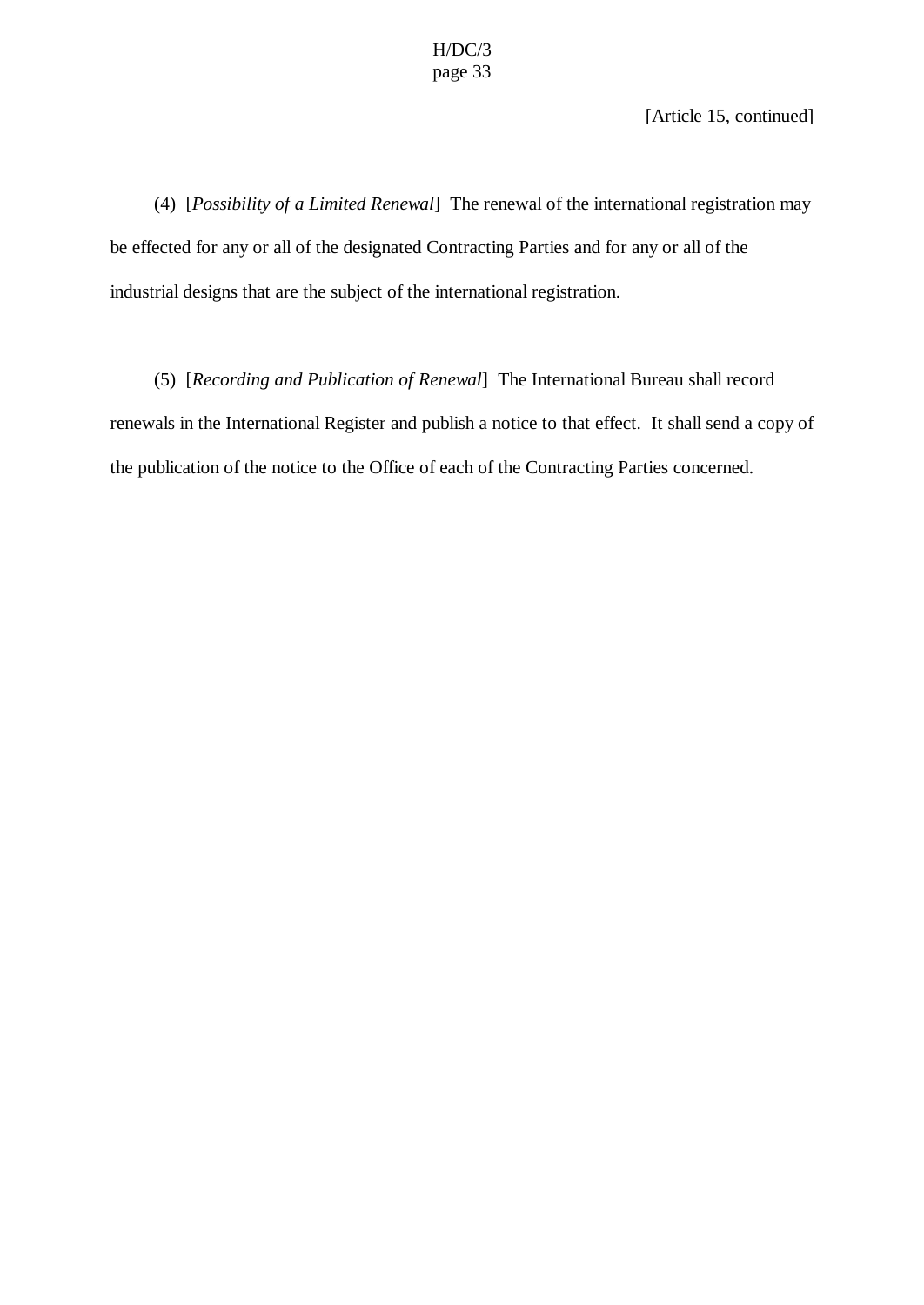[Article 15, continued]

(4) [*Possibility of a Limited Renewal*] The renewal of the international registration may be effected for any or all of the designated Contracting Parties and for any or all of the industrial designs that are the subject of the international registration.

(5) [*Recording and Publication of Renewal*] The International Bureau shall record renewals in the International Register and publish a notice to that effect. It shall send a copy of the publication of the notice to the Office of each of the Contracting Parties concerned.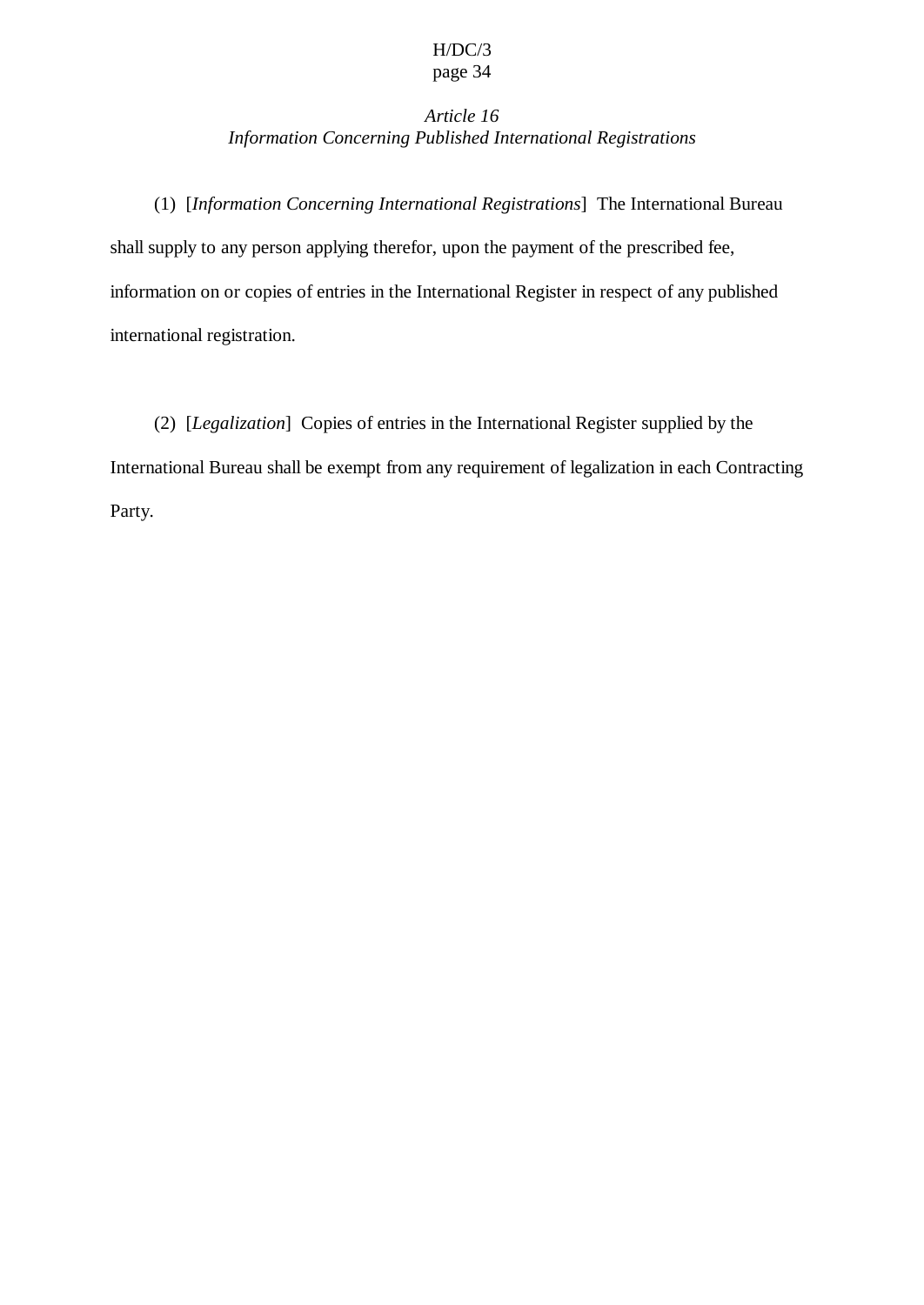### *Article 16*
### *Information Concerning Published International Registrations*

(1) [*Information Concerning International Registrations*] The International Bureau shall supply to any person applying therefor, upon the payment of the prescribed fee, information on or copies of entries in the International Register in respect of any published international registration.

(2) [*Legalization*] Copies of entries in the International Register supplied by the International Bureau shall be exempt from any requirement of legalization in each Contracting Party.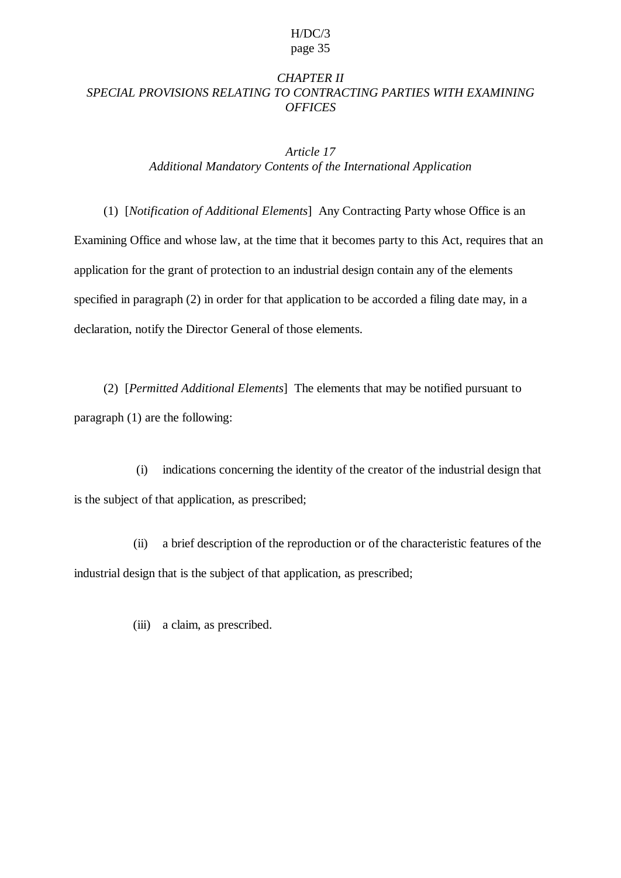## *CHAPTER II*
## *SPECIAL PROVISIONS RELATING TO CONTRACTING PARTIES WITH EXAMINING OFFICES*

### *Article 17*
### *Additional Mandatory Contents of the International Application*

(1) [*Notification of Additional Elements*] Any Contracting Party whose Office is an Examining Office and whose law, at the time that it becomes party to this Act, requires that an application for the grant of protection to an industrial design contain any of the elements specified in paragraph (2) in order for that application to be accorded a filing date may, in a declaration, notify the Director General of those elements.

(2) [*Permitted Additional Elements*] The elements that may be notified pursuant to paragraph (1) are the following:

(i) indications concerning the identity of the creator of the industrial design that is the subject of that application, as prescribed;

(ii) a brief description of the reproduction or of the characteristic features of the industrial design that is the subject of that application, as prescribed;

(iii) a claim, as prescribed.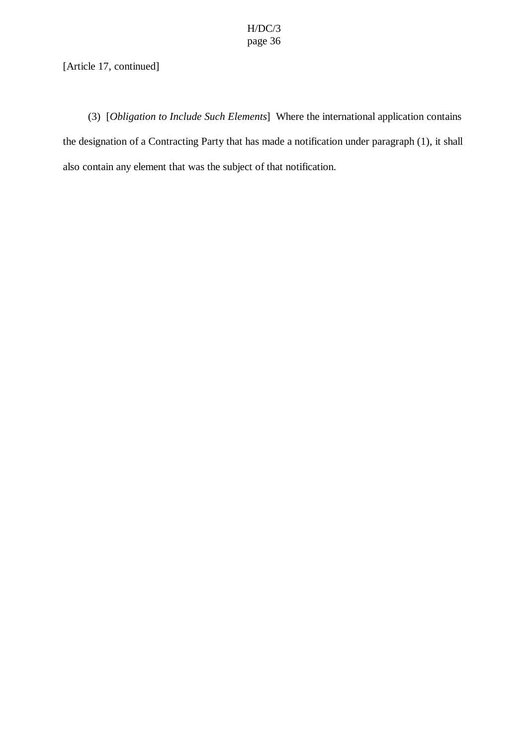[Article 17, continued]

(3) [*Obligation to Include Such Elements*] Where the international application contains the designation of a Contracting Party that has made a notification under paragraph (1), it shall also contain any element that was the subject of that notification.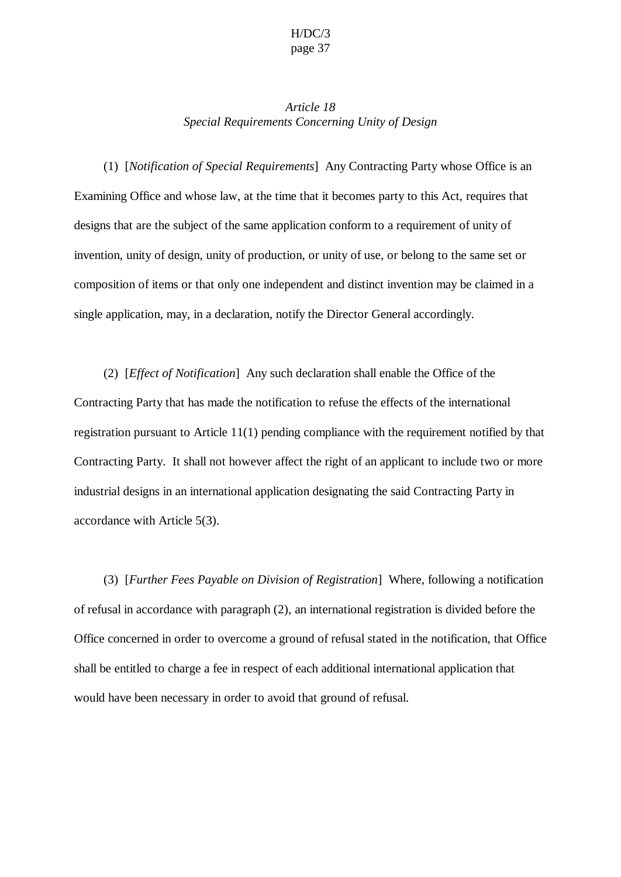### *Article 18*
### *Special Requirements Concerning Unity of Design*

(1) [*Notification of Special Requirements*] Any Contracting Party whose Office is an Examining Office and whose law, at the time that it becomes party to this Act, requires that designs that are the subject of the same application conform to a requirement of unity of invention, unity of design, unity of production, or unity of use, or belong to the same set or composition of items or that only one independent and distinct invention may be claimed in a single application, may, in a declaration, notify the Director General accordingly.

(2) [*Effect of Notification*] Any such declaration shall enable the Office of the Contracting Party that has made the notification to refuse the effects of the international registration pursuant to Article 11(1) pending compliance with the requirement notified by that Contracting Party. It shall not however affect the right of an applicant to include two or more industrial designs in an international application designating the said Contracting Party in accordance with Article 5(3).

(3) [*Further Fees Payable on Division of Registration*] Where, following a notification of refusal in accordance with paragraph (2), an international registration is divided before the Office concerned in order to overcome a ground of refusal stated in the notification, that Office shall be entitled to charge a fee in respect of each additional international application that would have been necessary in order to avoid that ground of refusal.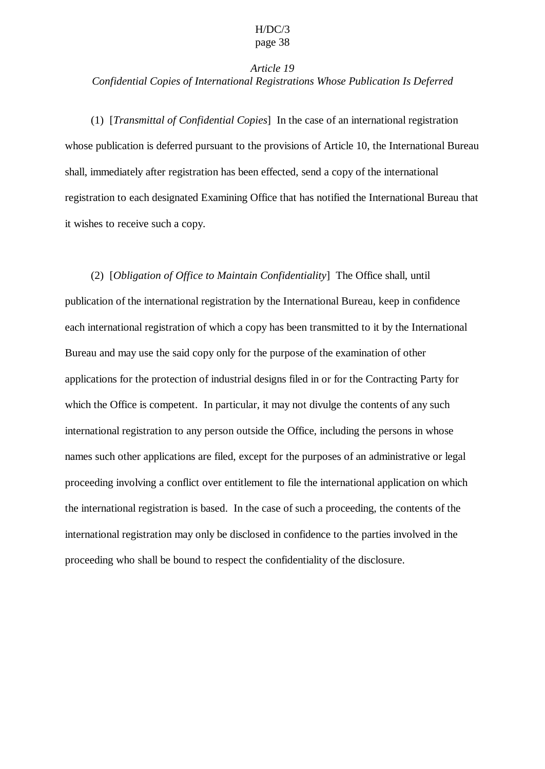### *Article 19*
### *Confidential Copies of International Registrations Whose Publication Is Deferred*

(1) [*Transmittal of Confidential Copies*] In the case of an international registration whose publication is deferred pursuant to the provisions of Article 10, the International Bureau shall, immediately after registration has been effected, send a copy of the international registration to each designated Examining Office that has notified the International Bureau that it wishes to receive such a copy.

(2) [*Obligation of Office to Maintain Confidentiality*] The Office shall, until publication of the international registration by the International Bureau, keep in confidence each international registration of which a copy has been transmitted to it by the International Bureau and may use the said copy only for the purpose of the examination of other applications for the protection of industrial designs filed in or for the Contracting Party for which the Office is competent. In particular, it may not divulge the contents of any such international registration to any person outside the Office, including the persons in whose names such other applications are filed, except for the purposes of an administrative or legal proceeding involving a conflict over entitlement to file the international application on which the international registration is based. In the case of such a proceeding, the contents of the international registration may only be disclosed in confidence to the parties involved in the proceeding who shall be bound to respect the confidentiality of the disclosure.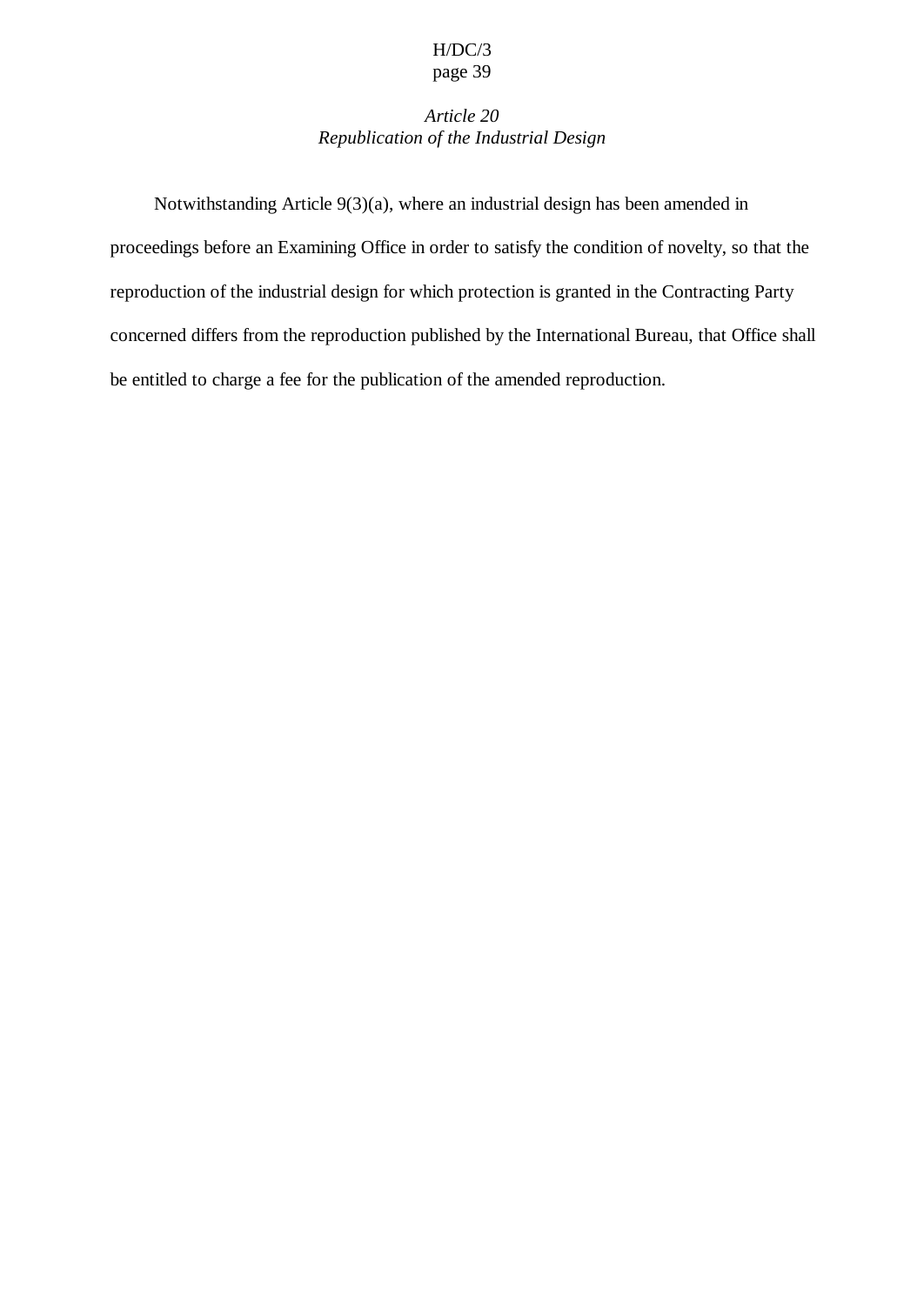### *Article 20*
### *Republication of the Industrial Design*

Notwithstanding Article 9(3)(a), where an industrial design has been amended in proceedings before an Examining Office in order to satisfy the condition of novelty, so that the reproduction of the industrial design for which protection is granted in the Contracting Party concerned differs from the reproduction published by the International Bureau, that Office shall be entitled to charge a fee for the publication of the amended reproduction.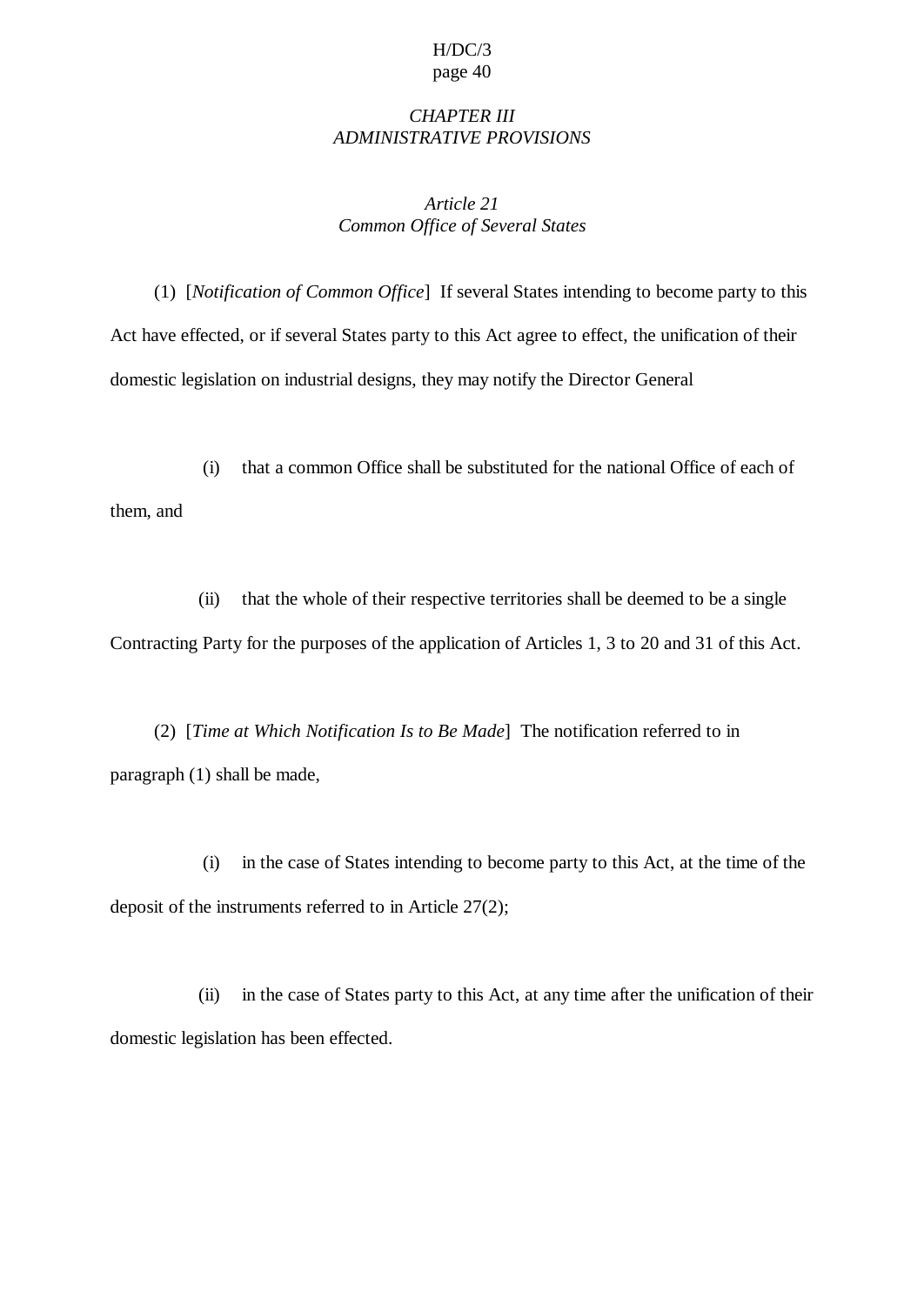*CHAPTER III*
*ADMINISTRATIVE PROVISIONS*

*Article 21*
*Common Office of Several States*

(1) [*Notification of Common Office*] If several States intending to become party to this Act have effected, or if several States party to this Act agree to effect, the unification of their domestic legislation on industrial designs, they may notify the Director General

(i) that a common Office shall be substituted for the national Office of each of them, and

(ii) that the whole of their respective territories shall be deemed to be a single Contracting Party for the purposes of the application of Articles 1, 3 to 20 and 31 of this Act.

(2) [*Time at Which Notification Is to Be Made*] The notification referred to in paragraph (1) shall be made,

(i) in the case of States intending to become party to this Act, at the time of the deposit of the instruments referred to in Article 27(2);

(ii) in the case of States party to this Act, at any time after the unification of their domestic legislation has been effected.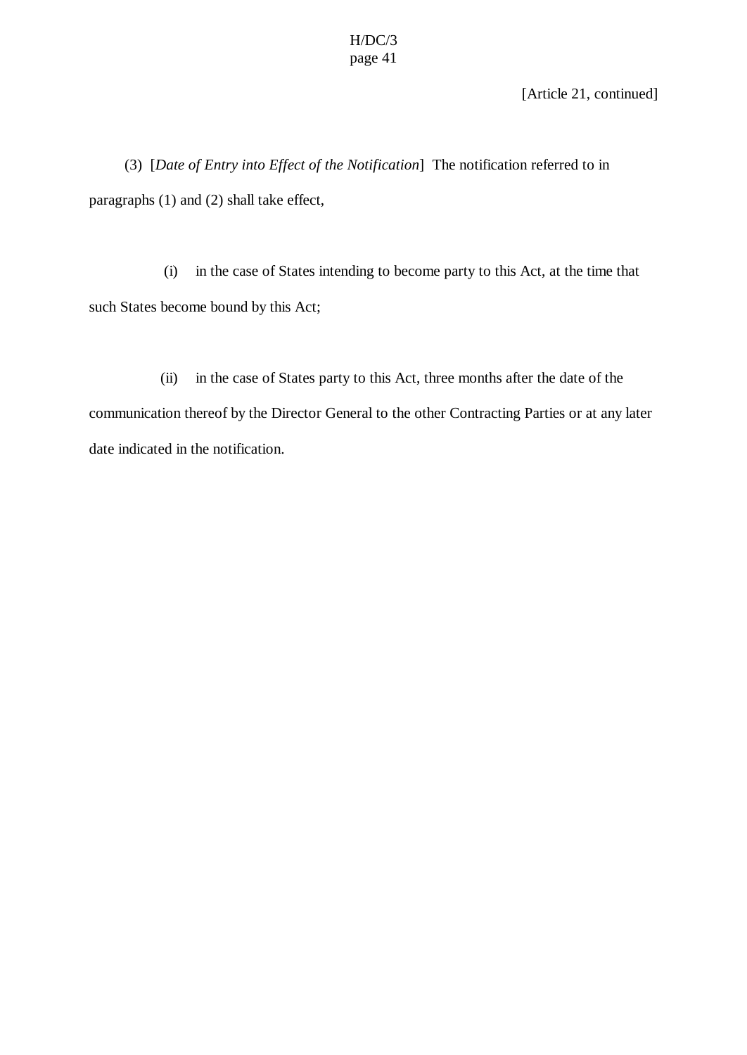[Article 21, continued]

(3) [*Date of Entry into Effect of the Notification*] The notification referred to in paragraphs (1) and (2) shall take effect,

(i) in the case of States intending to become party to this Act, at the time that such States become bound by this Act;

(ii) in the case of States party to this Act, three months after the date of the communication thereof by the Director General to the other Contracting Parties or at any later date indicated in the notification.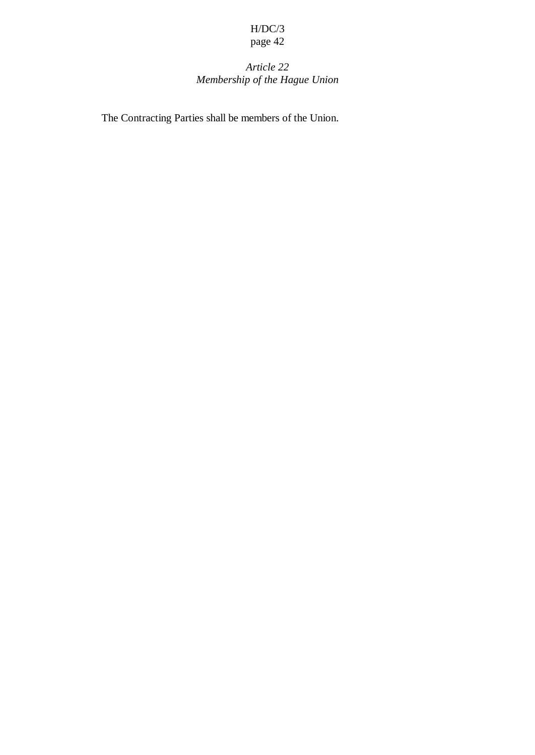*Article 22*
*Membership of the Hague Union*

The Contracting Parties shall be members of the Union.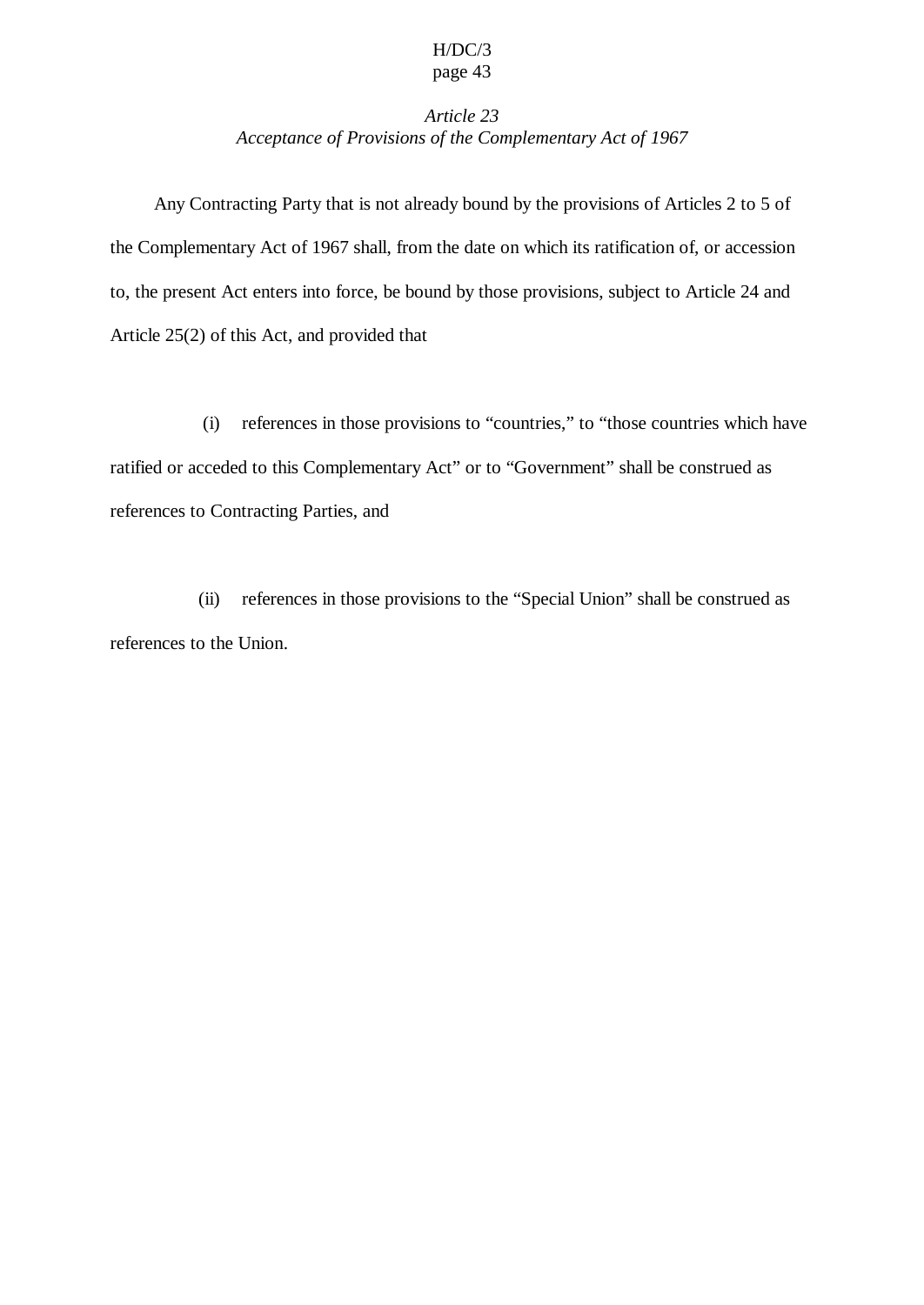*Article 23*
*Acceptance of Provisions of the Complementary Act of 1967*

Any Contracting Party that is not already bound by the provisions of Articles 2 to 5 of the Complementary Act of 1967 shall, from the date on which its ratification of, or accession to, the present Act enters into force, be bound by those provisions, subject to Article 24 and Article 25(2) of this Act, and provided that

(i) references in those provisions to "countries," to "those countries which have ratified or acceded to this Complementary Act" or to "Government" shall be construed as references to Contracting Parties, and

(ii) references in those provisions to the "Special Union" shall be construed as references to the Union.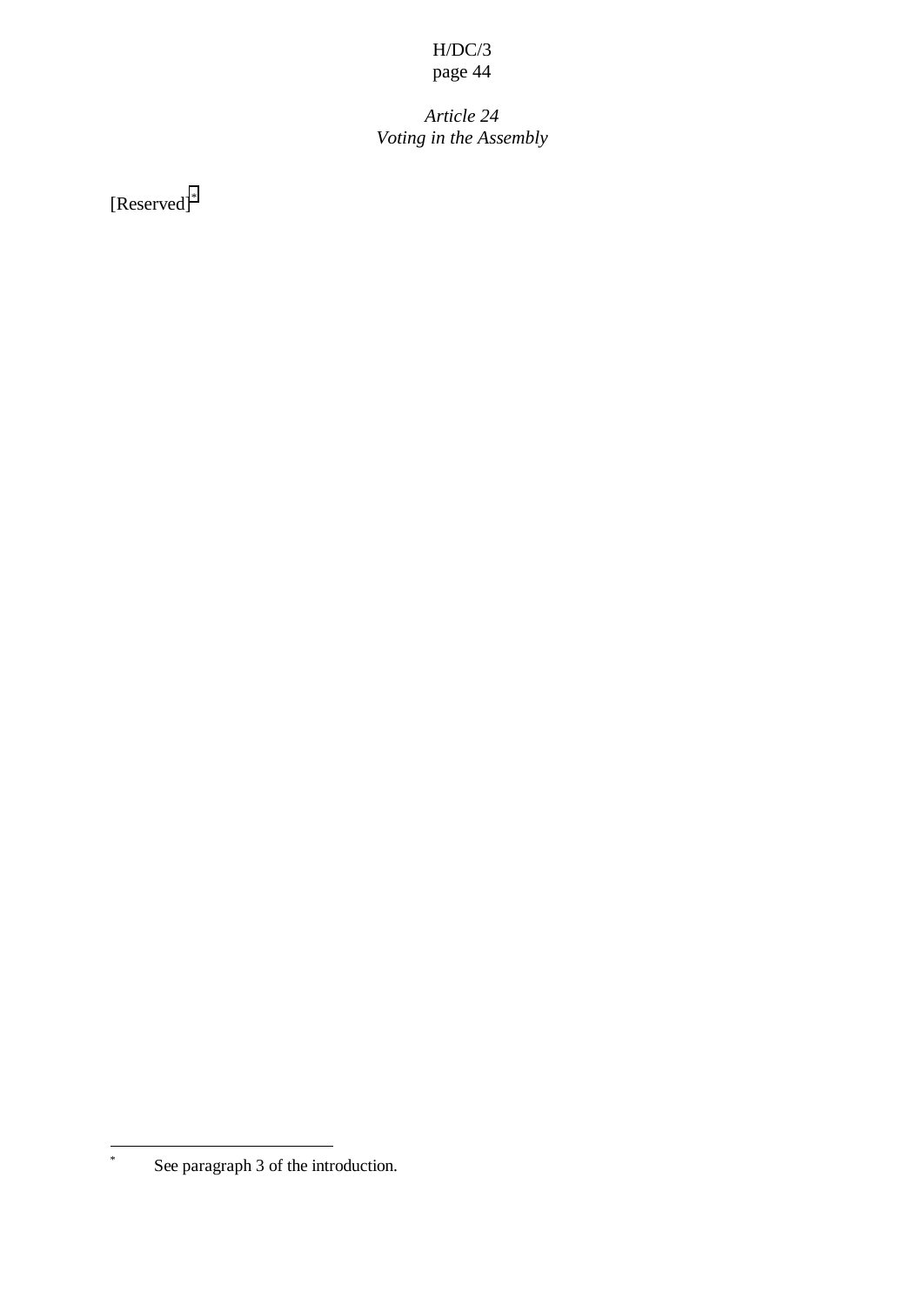*Article 24*
*Voting in the Assembly*

[Reserved][*]

[*] See paragraph 3 of the introduction.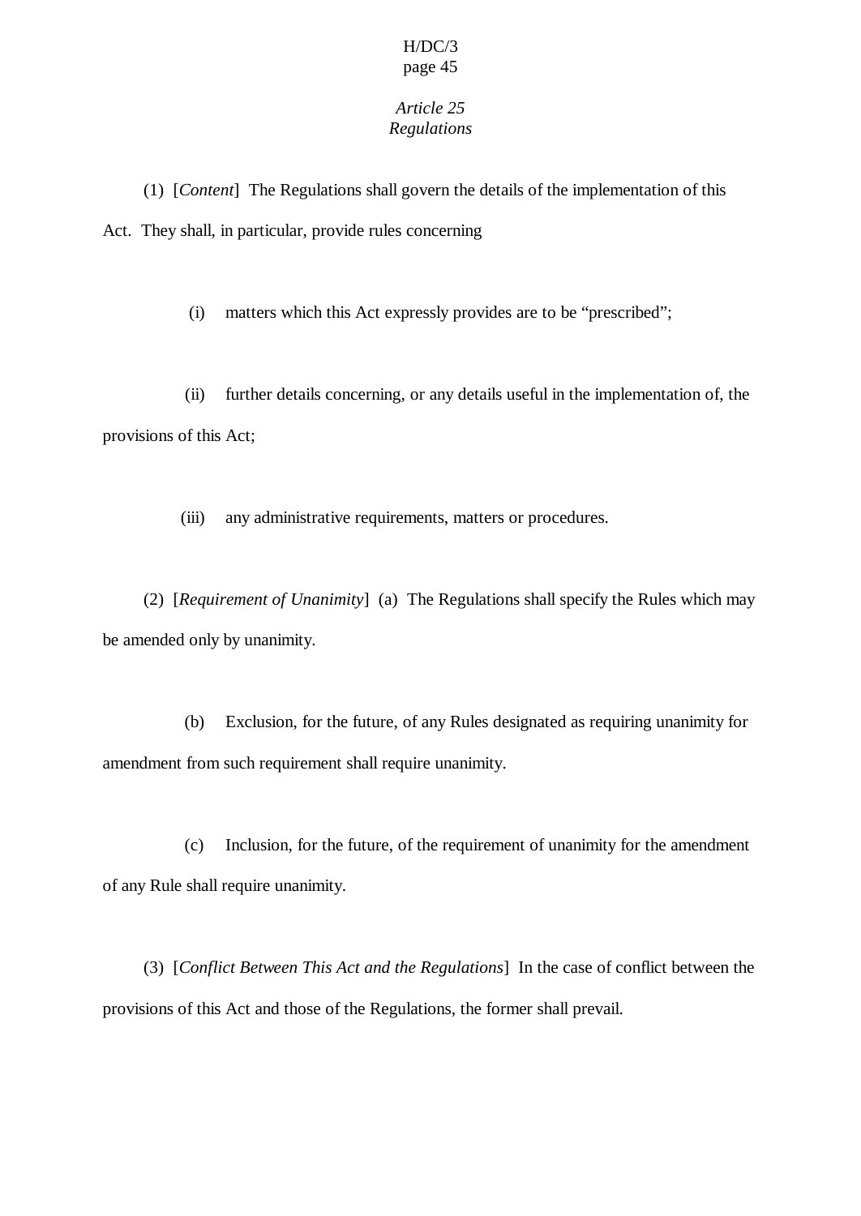## *Article 25*
## *Regulations*

(1) [*Content*] The Regulations shall govern the details of the implementation of this Act. They shall, in particular, provide rules concerning

(i) matters which this Act expressly provides are to be “prescribed”;

(ii) further details concerning, or any details useful in the implementation of, the provisions of this Act;

(iii) any administrative requirements, matters or procedures.

(2) [*Requirement of Unanimity*] (a) The Regulations shall specify the Rules which may be amended only by unanimity.

(b) Exclusion, for the future, of any Rules designated as requiring unanimity for amendment from such requirement shall require unanimity.

(c) Inclusion, for the future, of the requirement of unanimity for the amendment of any Rule shall require unanimity.

(3) [*Conflict Between This Act and the Regulations*] In the case of conflict between the provisions of this Act and those of the Regulations, the former shall prevail.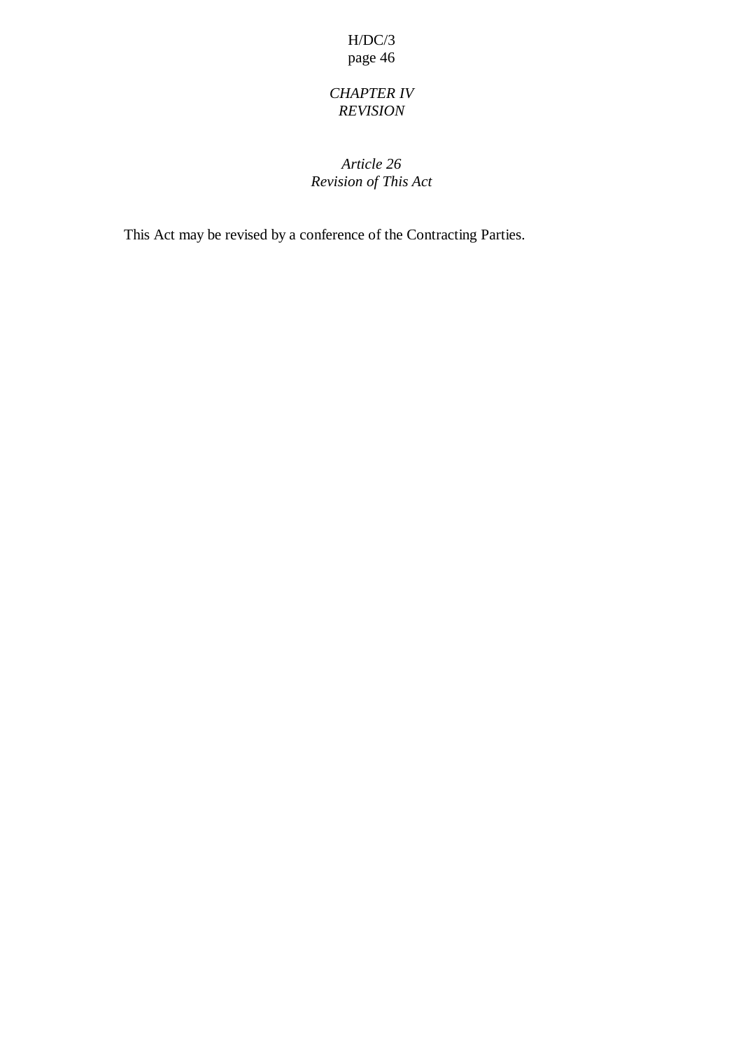## *CHAPTER IV*
## *REVISION*

### *Article 26*
### *Revision of This Act*

This Act may be revised by a conference of the Contracting Parties.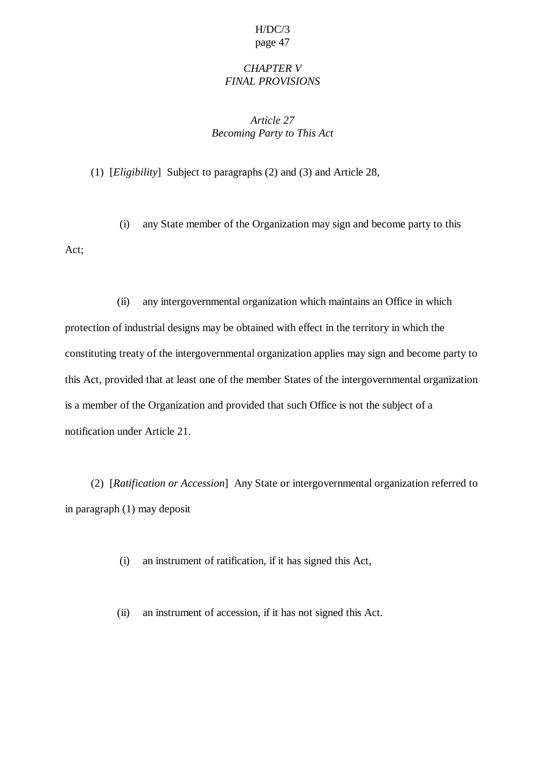*CHAPTER V*
*FINAL PROVISIONS*

*Article 27*
*Becoming Party to This Act*

(1) [*Eligibility*] Subject to paragraphs (2) and (3) and Article 28,

(i) any State member of the Organization may sign and become party to this Act;

(ii) any intergovernmental organization which maintains an Office in which protection of industrial designs may be obtained with effect in the territory in which the constituting treaty of the intergovernmental organization applies may sign and become party to this Act, provided that at least one of the member States of the intergovernmental organization is a member of the Organization and provided that such Office is not the subject of a notification under Article 21.

(2) [*Ratification or Accession*] Any State or intergovernmental organization referred to in paragraph (1) may deposit

(i) an instrument of ratification, if it has signed this Act,

(ii) an instrument of accession, if it has not signed this Act.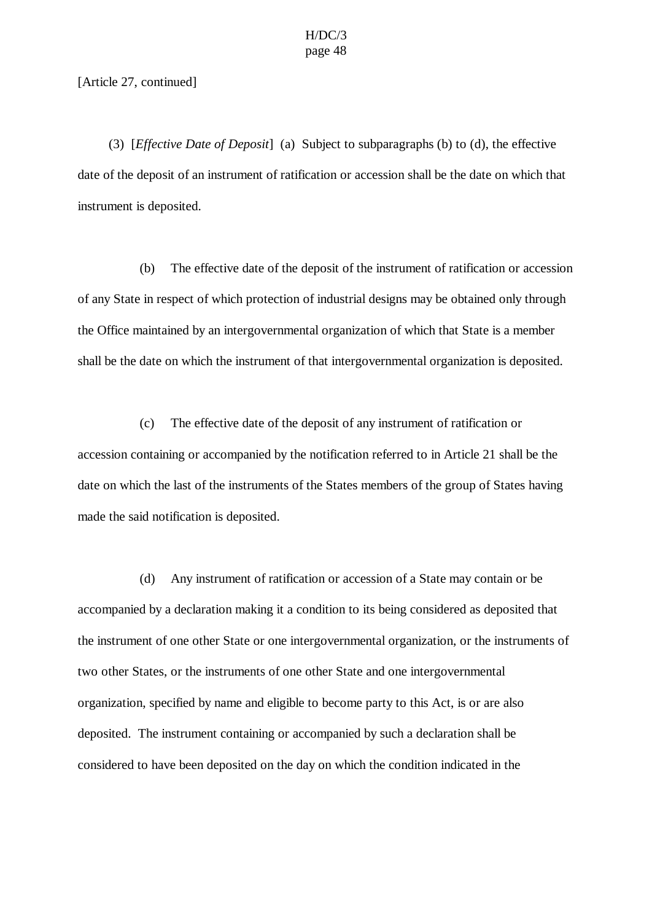[Article 27, continued]

(3) [*Effective Date of Deposit*] (a) Subject to subparagraphs (b) to (d), the effective date of the deposit of an instrument of ratification or accession shall be the date on which that instrument is deposited.

(b) The effective date of the deposit of the instrument of ratification or accession of any State in respect of which protection of industrial designs may be obtained only through the Office maintained by an intergovernmental organization of which that State is a member shall be the date on which the instrument of that intergovernmental organization is deposited.

(c) The effective date of the deposit of any instrument of ratification or accession containing or accompanied by the notification referred to in Article 21 shall be the date on which the last of the instruments of the States members of the group of States having made the said notification is deposited.

(d) Any instrument of ratification or accession of a State may contain or be accompanied by a declaration making it a condition to its being considered as deposited that the instrument of one other State or one intergovernmental organization, or the instruments of two other States, or the instruments of one other State and one intergovernmental organization, specified by name and eligible to become party to this Act, is or are also deposited. The instrument containing or accompanied by such a declaration shall be considered to have been deposited on the day on which the condition indicated in the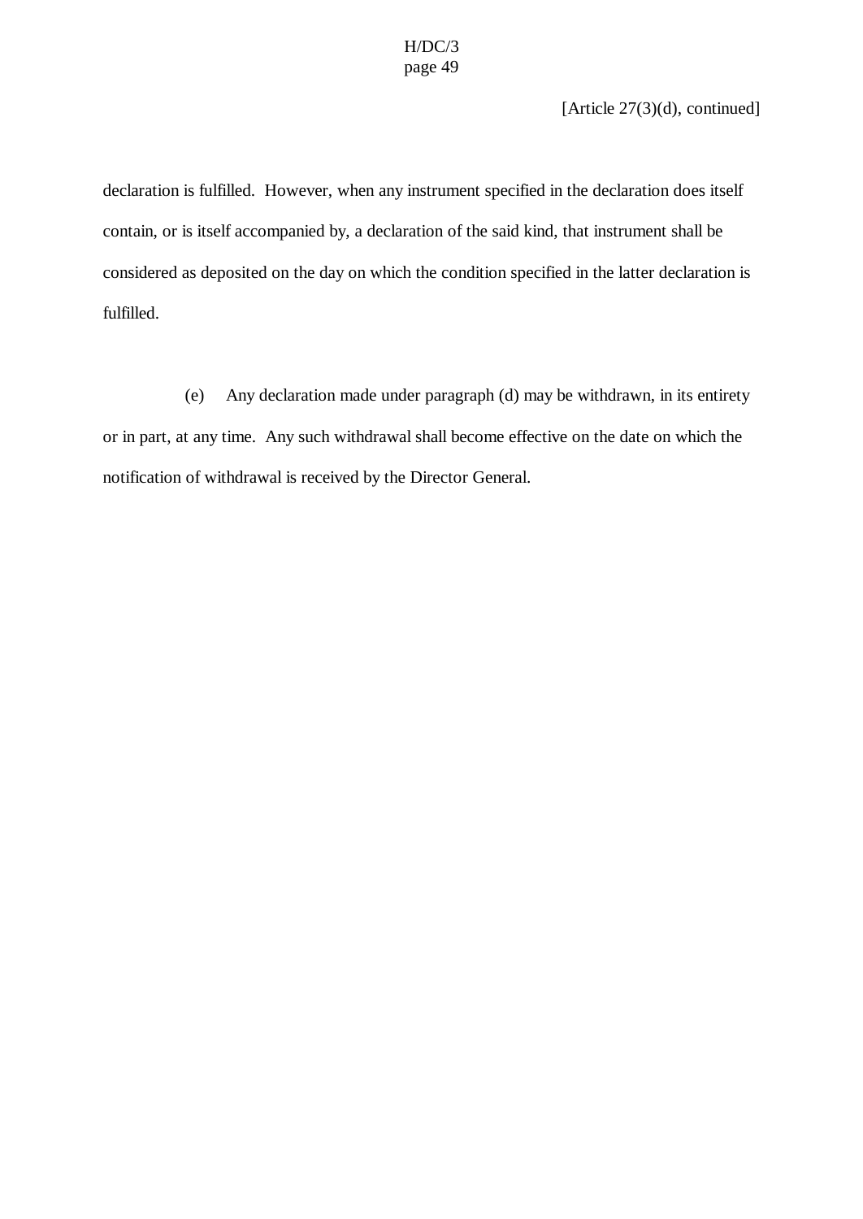[Article 27(3)(d), continued]

declaration is fulfilled.  However, when any instrument specified in the declaration does itself contain, or is itself accompanied by, a declaration of the said kind, that instrument shall be considered as deposited on the day on which the condition specified in the latter declaration is fulfilled.

(e) Any declaration made under paragraph (d) may be withdrawn, in its entirety or in part, at any time.  Any such withdrawal shall become effective on the date on which the notification of withdrawal is received by the Director General.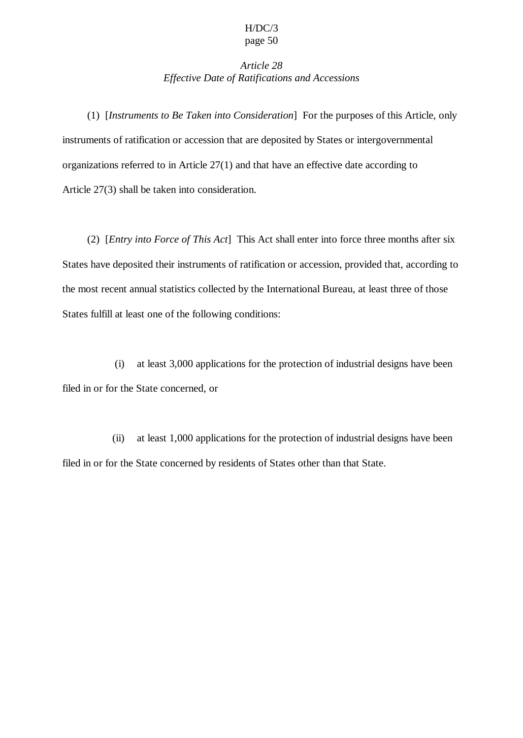*Article 28*
*Effective Date of Ratifications and Accessions*

(1) [*Instruments to Be Taken into Consideration*] For the purposes of this Article, only instruments of ratification or accession that are deposited by States or intergovernmental organizations referred to in Article 27(1) and that have an effective date according to Article 27(3) shall be taken into consideration.

(2) [*Entry into Force of This Act*] This Act shall enter into force three months after six States have deposited their instruments of ratification or accession, provided that, according to the most recent annual statistics collected by the International Bureau, at least three of those States fulfill at least one of the following conditions:

(i) at least 3,000 applications for the protection of industrial designs have been filed in or for the State concerned, or

(ii) at least 1,000 applications for the protection of industrial designs have been filed in or for the State concerned by residents of States other than that State.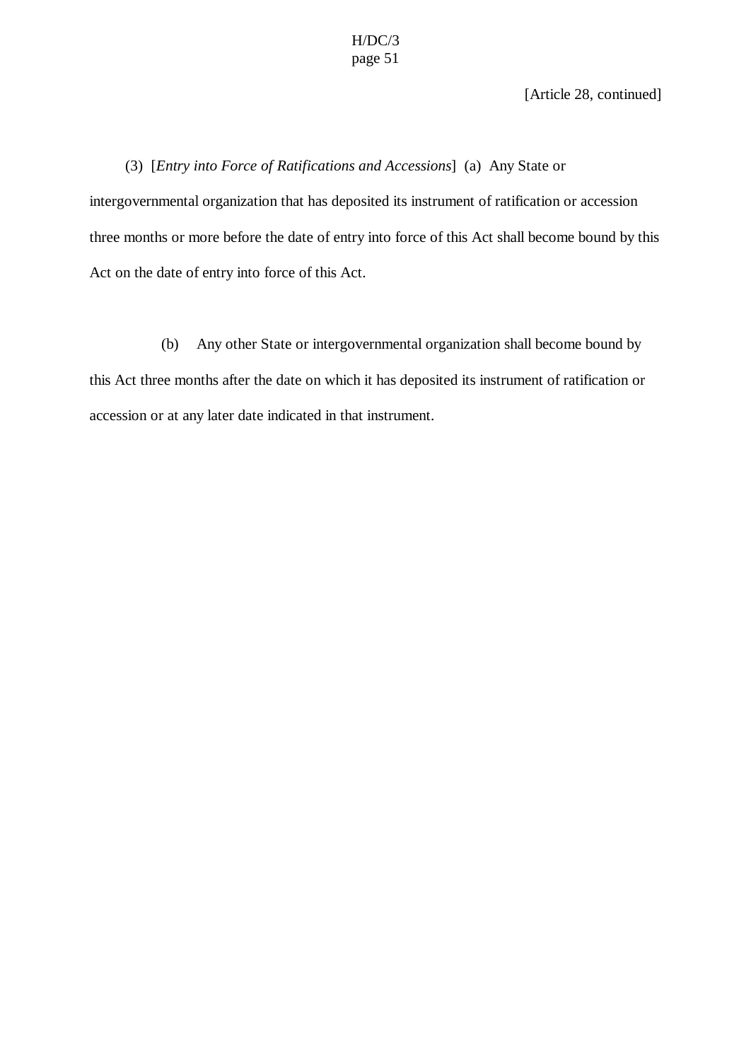[Article 28, continued]

(3) [*Entry into Force of Ratifications and Accessions*] (a) Any State or intergovernmental organization that has deposited its instrument of ratification or accession three months or more before the date of entry into force of this Act shall become bound by this Act on the date of entry into force of this Act.

(b) Any other State or intergovernmental organization shall become bound by this Act three months after the date on which it has deposited its instrument of ratification or accession or at any later date indicated in that instrument.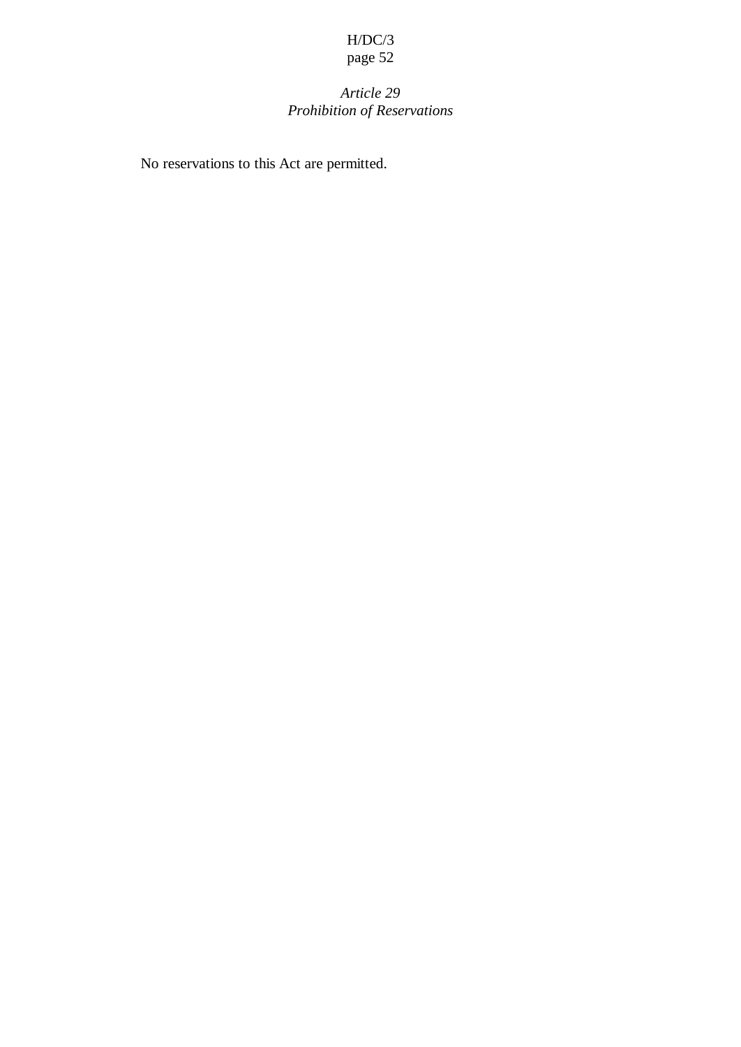### *Article 29*
### *Prohibition of Reservations*

No reservations to this Act are permitted.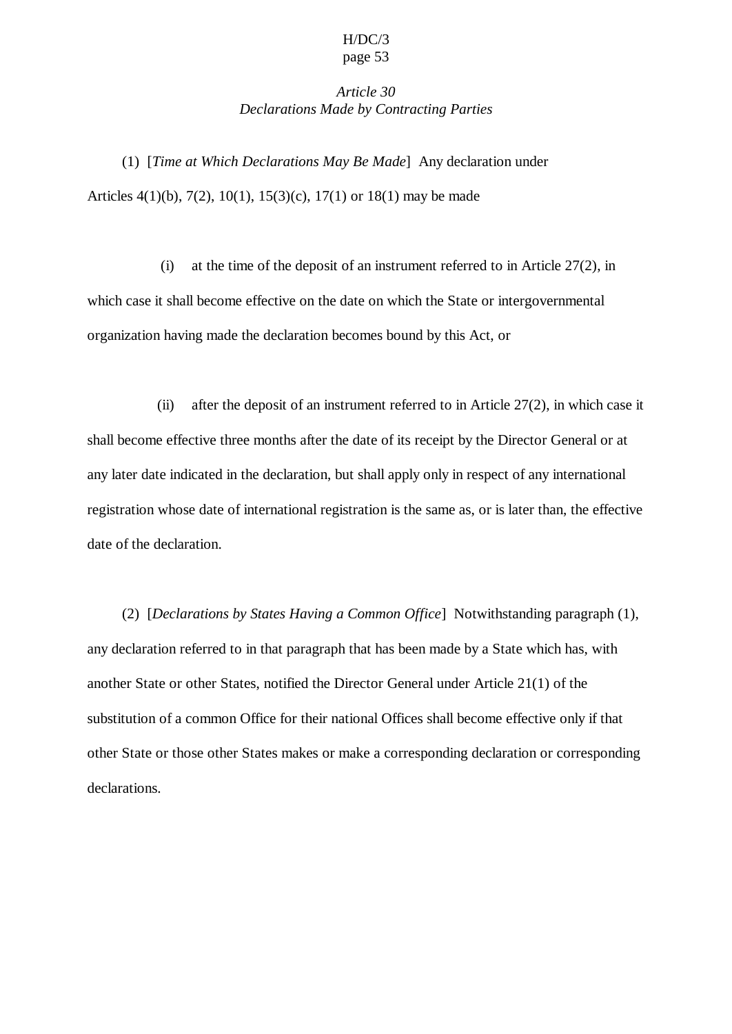*Article 30*
*Declarations Made by Contracting Parties*

(1) [*Time at Which Declarations May Be Made*] Any declaration under Articles 4(1)(b), 7(2), 10(1), 15(3)(c), 17(1) or 18(1) may be made

(i) at the time of the deposit of an instrument referred to in Article 27(2), in which case it shall become effective on the date on which the State or intergovernmental organization having made the declaration becomes bound by this Act, or

(ii) after the deposit of an instrument referred to in Article 27(2), in which case it shall become effective three months after the date of its receipt by the Director General or at any later date indicated in the declaration, but shall apply only in respect of any international registration whose date of international registration is the same as, or is later than, the effective date of the declaration.

(2) [*Declarations by States Having a Common Office*] Notwithstanding paragraph (1), any declaration referred to in that paragraph that has been made by a State which has, with another State or other States, notified the Director General under Article 21(1) of the substitution of a common Office for their national Offices shall become effective only if that other State or those other States makes or make a corresponding declaration or corresponding declarations.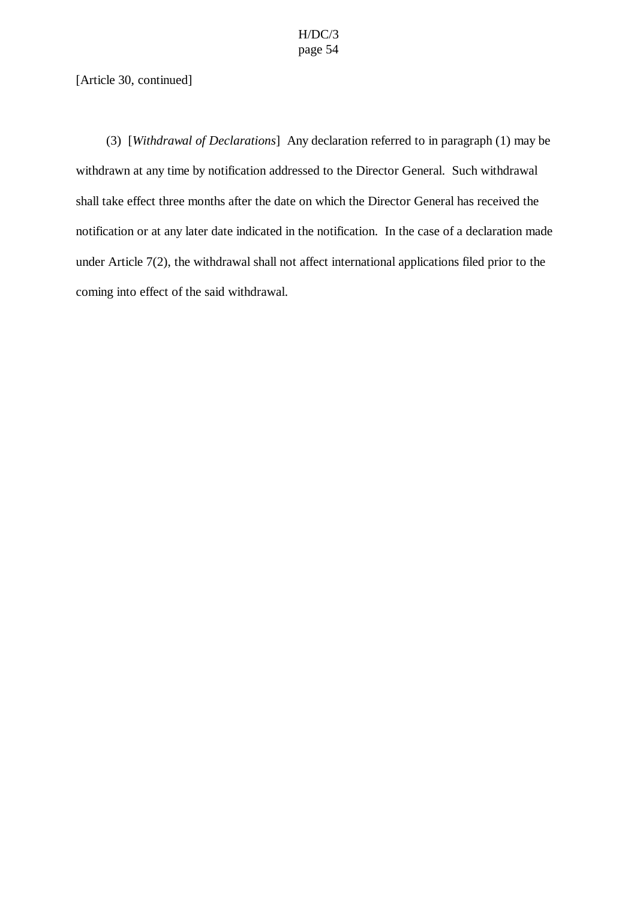[Article 30, continued]

(3) [*Withdrawal of Declarations*] Any declaration referred to in paragraph (1) may be withdrawn at any time by notification addressed to the Director General. Such withdrawal shall take effect three months after the date on which the Director General has received the notification or at any later date indicated in the notification. In the case of a declaration made under Article 7(2), the withdrawal shall not affect international applications filed prior to the coming into effect of the said withdrawal.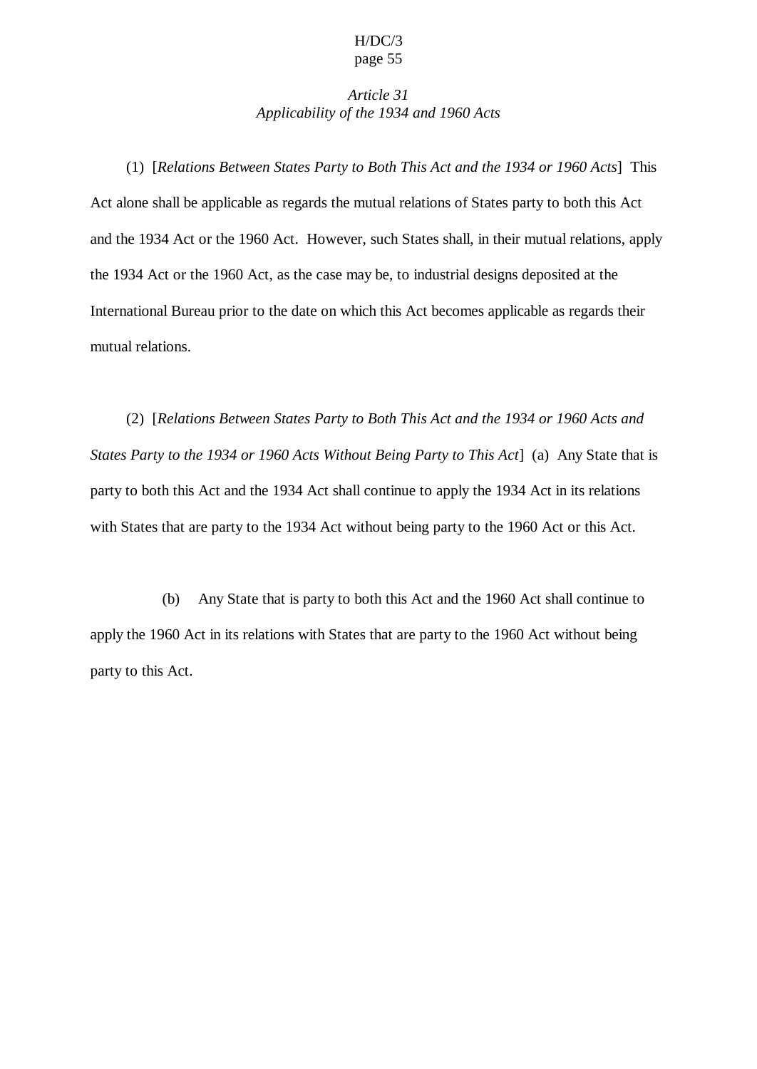*Article 31*
*Applicability of the 1934 and 1960 Acts*

(1) [*Relations Between States Party to Both This Act and the 1934 or 1960 Acts*] This Act alone shall be applicable as regards the mutual relations of States party to both this Act and the 1934 Act or the 1960 Act. However, such States shall, in their mutual relations, apply the 1934 Act or the 1960 Act, as the case may be, to industrial designs deposited at the International Bureau prior to the date on which this Act becomes applicable as regards their mutual relations.

(2) [*Relations Between States Party to Both This Act and the 1934 or 1960 Acts and States Party to the 1934 or 1960 Acts Without Being Party to This Act*] (a) Any State that is party to both this Act and the 1934 Act shall continue to apply the 1934 Act in its relations with States that are party to the 1934 Act without being party to the 1960 Act or this Act.

(b) Any State that is party to both this Act and the 1960 Act shall continue to apply the 1960 Act in its relations with States that are party to the 1960 Act without being party to this Act.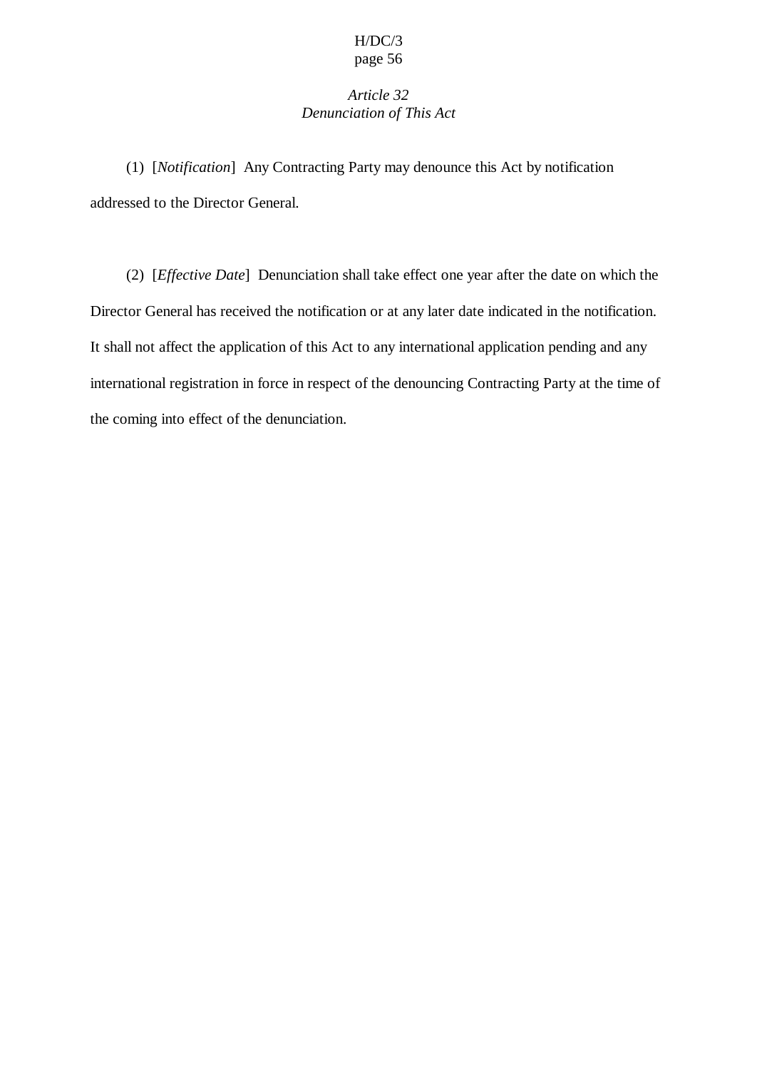*Article 32*
*Denunciation of This Act*

(1) [*Notification*] Any Contracting Party may denounce this Act by notification addressed to the Director General.

(2) [*Effective Date*] Denunciation shall take effect one year after the date on which the Director General has received the notification or at any later date indicated in the notification. It shall not affect the application of this Act to any international application pending and any international registration in force in respect of the denouncing Contracting Party at the time of the coming into effect of the denunciation.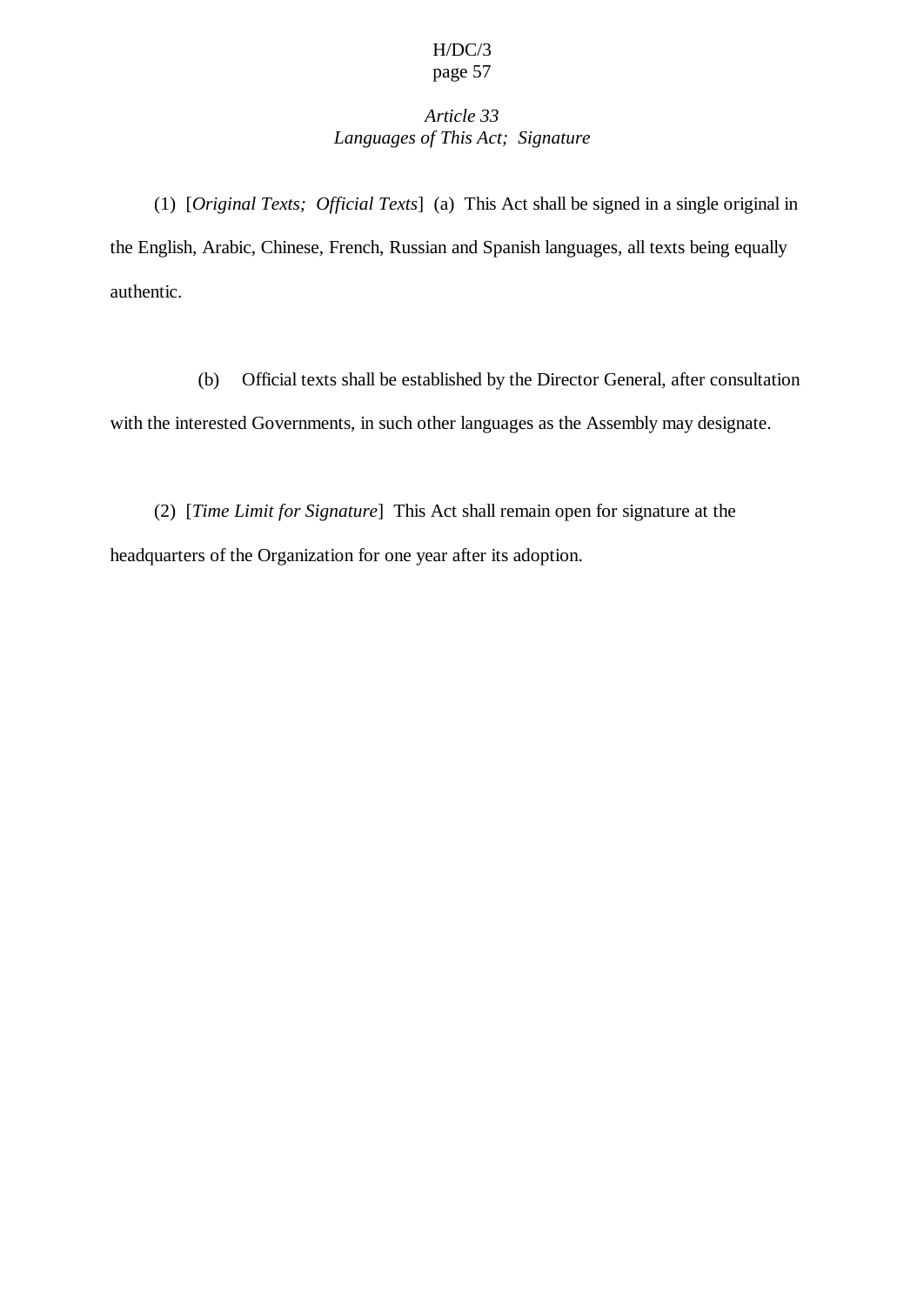*Article 33*
*Languages of This Act;  Signature*

(1)  [*Original Texts;  Official Texts*]  (a)  This Act shall be signed in a single original in the English, Arabic, Chinese, French, Russian and Spanish languages, all texts being equally authentic.

(b)  Official texts shall be established by the Director General, after consultation with the interested Governments, in such other languages as the Assembly may designate.

(2)  [*Time Limit for Signature*]  This Act shall remain open for signature at the headquarters of the Organization for one year after its adoption.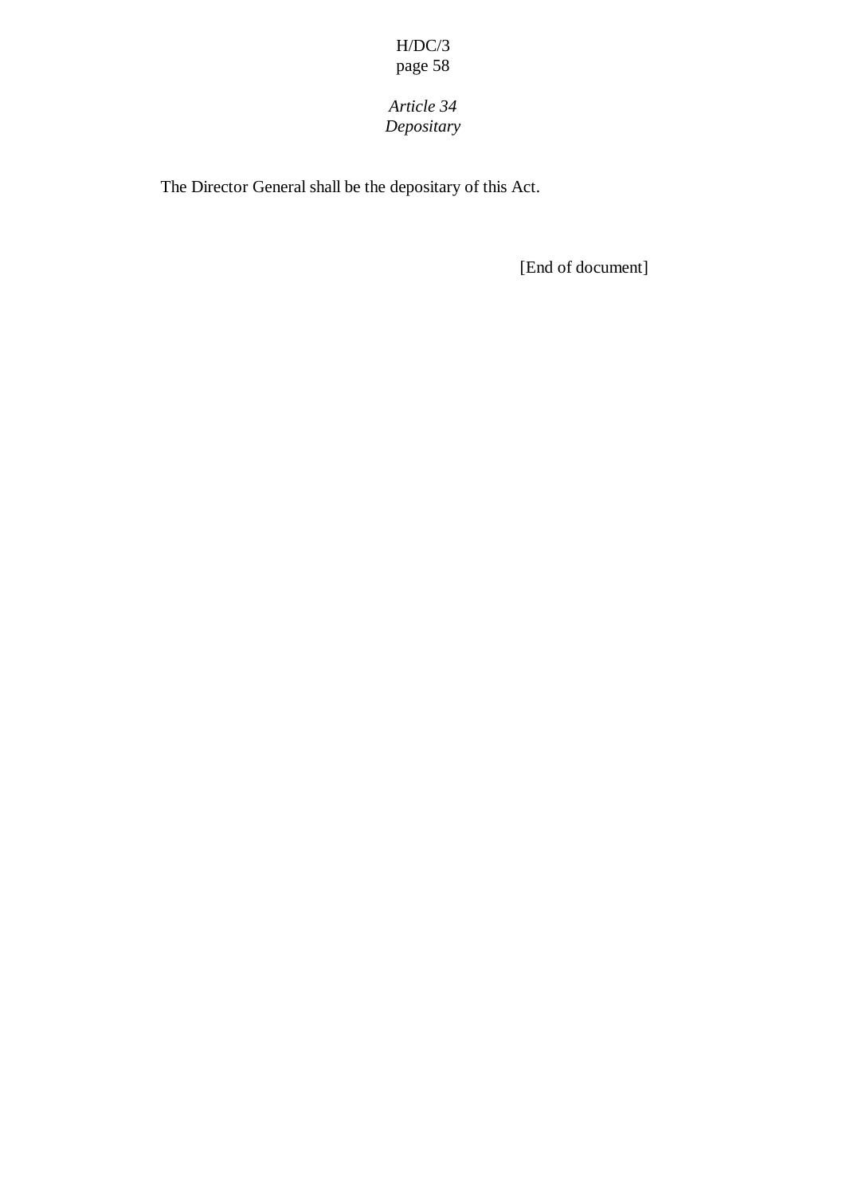*Article 34*
*Depositary*

The Director General shall be the depositary of this Act.

[End of document]